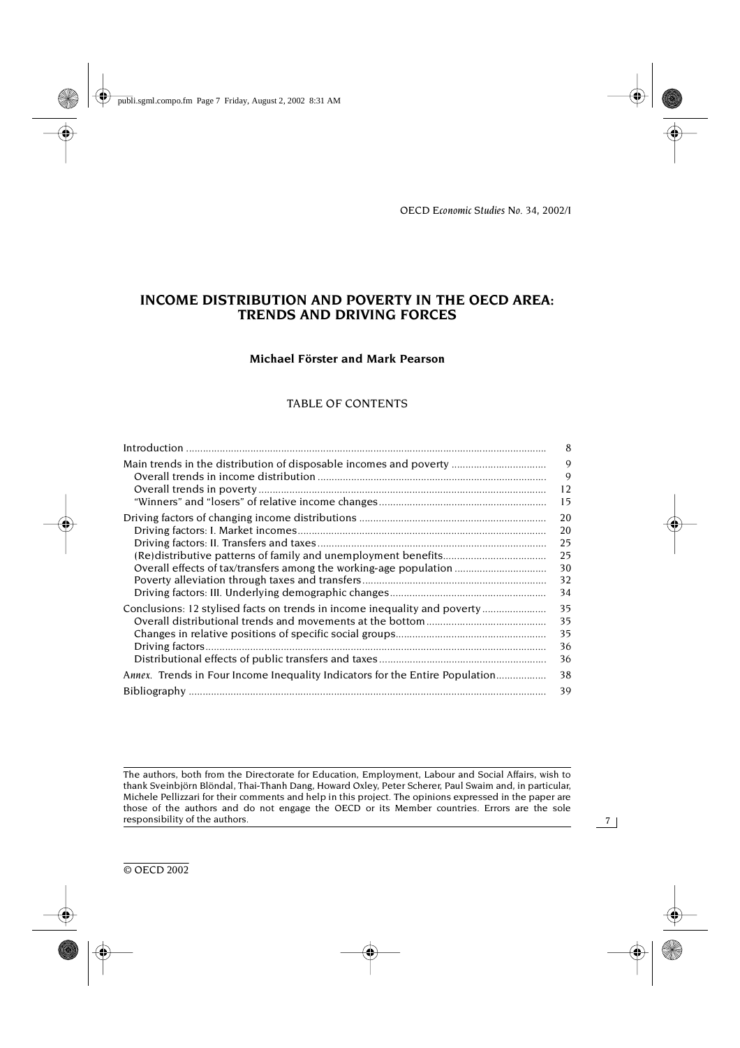# INCOME DISTRIBUTION AND POVERTY IN THE OECD AREA: TRENDS AND DRIVING FORCES

**Michael Förster and Mark Pearson**

## TABLE OF CONTENTS

| | |
|---|---|
| Introduction | 8 |
| Main trends in the distribution of disposable incomes and poverty | 9 |
| Overall trends in income distribution | 9 |
| Overall trends in poverty | 12 |
| "Winners" and "losers" of relative income changes | 15 |
| Driving factors of changing income distributions | 20 |
| Driving factors: I. Market incomes | 20 |
| Driving factors: II. Transfers and taxes | 25 |
| (Re)distributive patterns of family and unemployment benefits | 25 |
| Overall effects of tax/transfers among the working-age population | 30 |
| Poverty alleviation through taxes and transfers | 32 |
| Driving factors: III. Underlying demographic changes | 34 |
| Conclusions: 12 stylised facts on trends in income inequality and poverty | 35 |
| Overall distributional trends and movements at the bottom | 35 |
| Changes in relative positions of specific social groups | 35 |
| Driving factors | 36 |
| Distributional effects of public transfers and taxes | 36 |
| *Annex.* Trends in Four Income Inequality Indicators for the Entire Population | 38 |
| Bibliography | 39 |

The authors, both from the Directorate for Education, Employment, Labour and Social Affairs, wish to thank Sveinbjörn Blöndal, Thai-Thanh Dang, Howard Oxley, Peter Scherer, Paul Swaim and, in particular, Michele Pellizzari for their comments and help in this project. The opinions expressed in the paper are those of the authors and do not engage the OECD or its Member countries. Errors are the sole responsibility of the authors.

© OECD 2002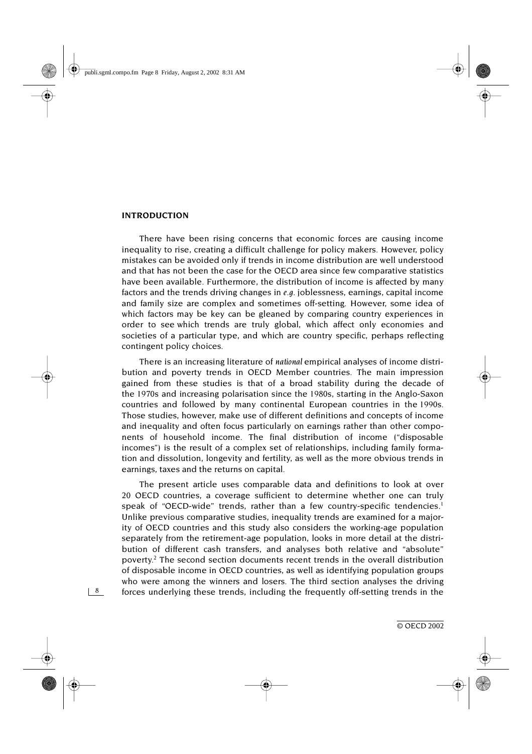## INTRODUCTION

There have been rising concerns that economic forces are causing income inequality to rise, creating a difficult challenge for policy makers. However, policy mistakes can be avoided only if trends in income distribution are well understood and that has not been the case for the OECD area since few comparative statistics have been available. Furthermore, the distribution of income is affected by many factors and the trends driving changes in *e.g.* joblessness, earnings, capital income and family size are complex and sometimes off-setting. However, some idea of which factors may be key can be gleaned by comparing country experiences in order to see which trends are truly global, which affect only economies and societies of a particular type, and which are country specific, perhaps reflecting contingent policy choices.

There is an increasing literature of *national* empirical analyses of income distribution and poverty trends in OECD Member countries. The main impression gained from these studies is that of a broad stability during the decade of the 1970s and increasing polarisation since the 1980s, starting in the Anglo-Saxon countries and followed by many continental European countries in the 1990s. Those studies, however, make use of different definitions and concepts of income and inequality and often focus particularly on earnings rather than other components of household income. The final distribution of income ("disposable incomes") is the result of a complex set of relationships, including family formation and dissolution, longevity and fertility, as well as the more obvious trends in earnings, taxes and the returns on capital.

The present article uses comparable data and definitions to look at over 20 OECD countries, a coverage sufficient to determine whether one can truly speak of "OECD-wide" trends, rather than a few country-specific tendencies.[1] Unlike previous comparative studies, inequality trends are examined for a majority of OECD countries and this study also considers the working-age population separately from the retirement-age population, looks in more detail at the distribution of different cash transfers, and analyses both relative and "absolute" poverty.[2] The second section documents recent trends in the overall distribution of disposable income in OECD countries, as well as identifying population groups who were among the winners and losers. The third section analyses the driving forces underlying these trends, including the frequently off-setting trends in the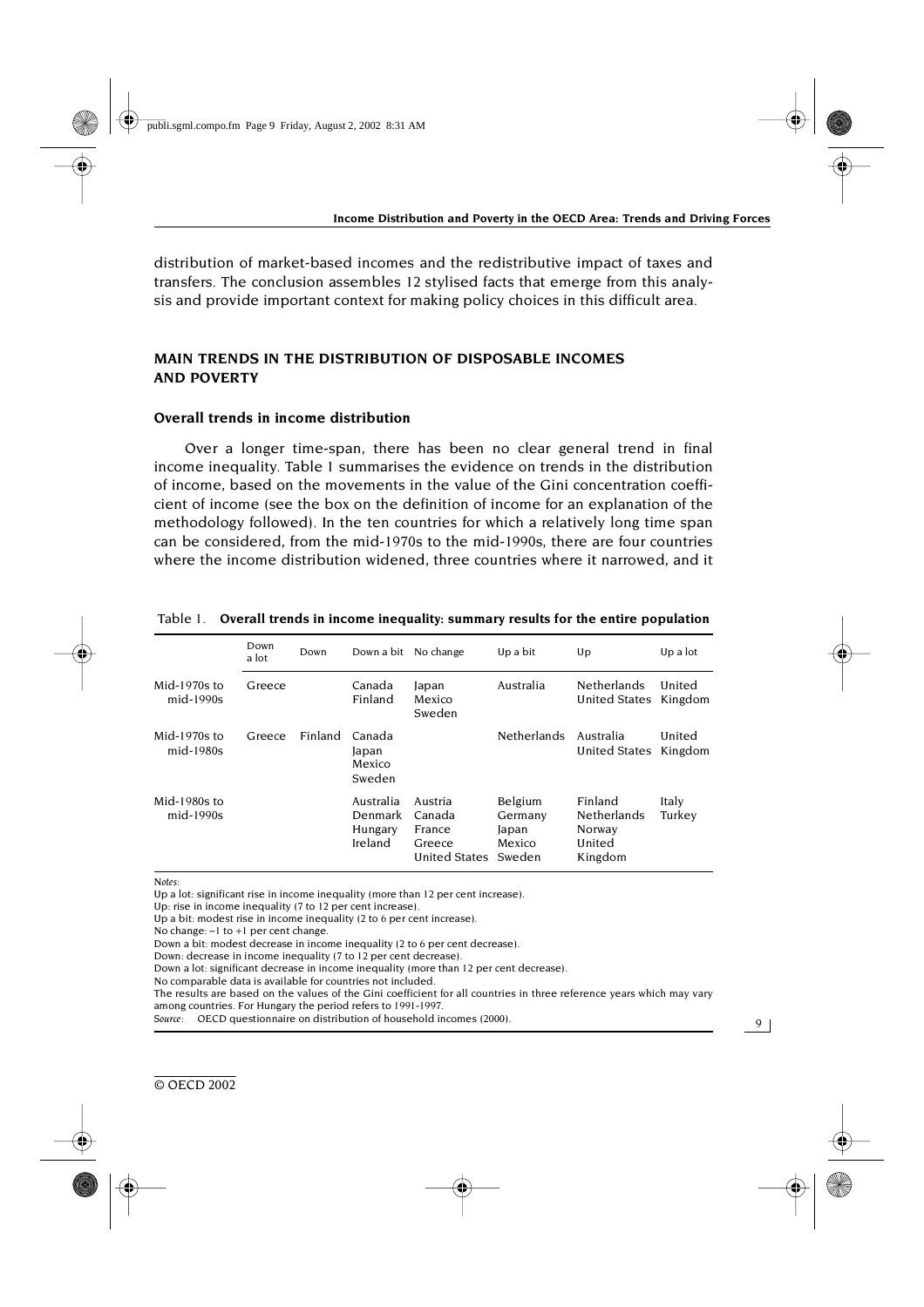distribution of market-based incomes and the redistributive impact of taxes and transfers. The conclusion assembles 12 stylised facts that emerge from this analysis and provide important context for making policy choices in this difficult area.

## MAIN TRENDS IN THE DISTRIBUTION OF DISPOSABLE INCOMES AND POVERTY

### Overall trends in income distribution

Over a longer time-span, there has been no clear general trend in final income inequality. Table 1 summarises the evidence on trends in the distribution of income, based on the movements in the value of the Gini concentration coefficient of income (see the box on the definition of income for an explanation of the methodology followed). In the ten countries for which a relatively long time span can be considered, from the mid-1970s to the mid-1990s, there are four countries where the income distribution widened, three countries where it narrowed, and it

Table 1. **Overall trends in income inequality: summary results for the entire population**

| | Down a lot | Down | Down a bit | No change | Up a bit | Up | Up a lot |
|---|---|---|---|---|---|---|---|
| Mid-1970s to mid-1990s | Greece | | Canada<br>Finland | Japan<br>Mexico<br>Sweden | Australia | Netherlands<br>United States | United Kingdom |
| Mid-1970s to mid-1980s | Greece | Finland | Canada<br>Japan<br>Mexico<br>Sweden | | Netherlands | Australia<br>United States | United Kingdom |
| Mid-1980s to mid-1990s | | | Australia<br>Denmark<br>Hungary<br>Ireland | Austria<br>Canada<br>France<br>Greece<br>United States | Belgium<br>Germany<br>Japan<br>Mexico<br>Sweden | Finland<br>Netherlands<br>Norway<br>United Kingdom | Italy<br>Turkey |

*Notes*:
Up a lot: significant rise in income inequality (more than 12 per cent increase).
Up: rise in income inequality (7 to 12 per cent increase).
Up a bit: modest rise in income inequality (2 to 6 per cent increase).
No change: –1 to +1 per cent change.
Down a bit: modest decrease in income inequality (2 to 6 per cent decrease).
Down: decrease in income inequality (7 to 12 per cent decrease).
Down a lot: significant decrease in income inequality (more than 12 per cent decrease).
No comparable data is available for countries not included.
The results are based on the values of the Gini coefficient for all countries in three reference years which may vary among countries. For Hungary the period refers to 1991-1997.
*Source*: OECD questionnaire on distribution of household incomes (2000).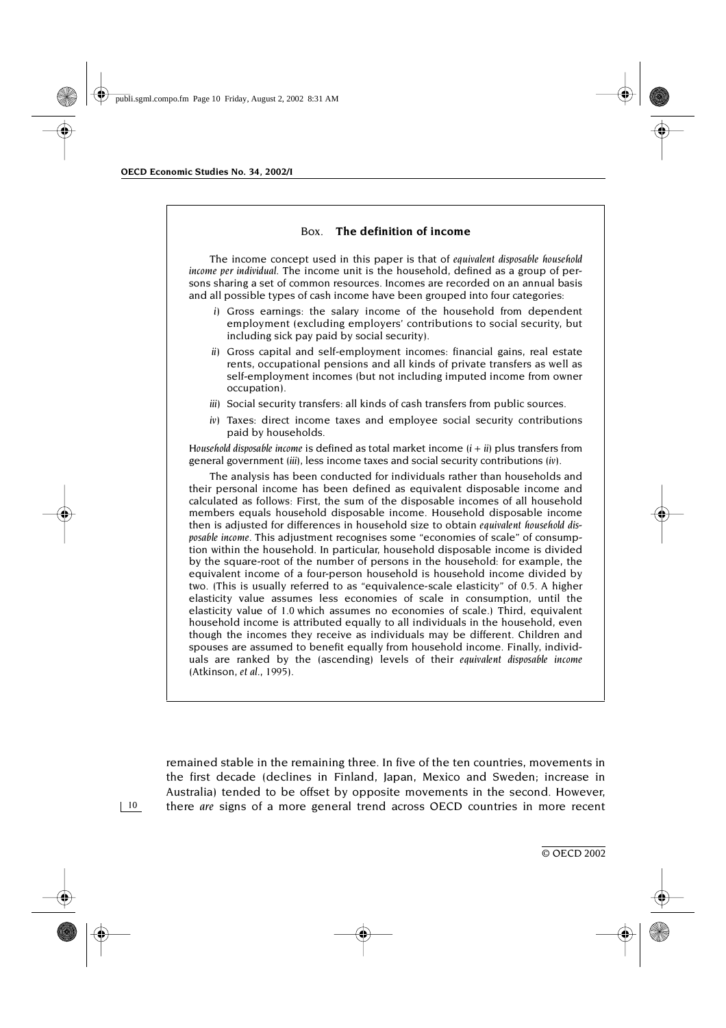### Box. The definition of income

The income concept used in this paper is that of *equivalent disposable household income per individual*. The income unit is the household, defined as a group of persons sharing a set of common resources. Incomes are recorded on an annual basis and all possible types of cash income have been grouped into four categories:

*i*) Gross earnings: the salary income of the household from dependent employment (excluding employers' contributions to social security, but including sick pay paid by social security).

*ii*) Gross capital and self-employment incomes: financial gains, real estate rents, occupational pensions and all kinds of private transfers as well as self-employment incomes (but not including imputed income from owner occupation).

*iii*) Social security transfers: all kinds of cash transfers from public sources.

*iv*) Taxes: direct income taxes and employee social security contributions paid by households.

*Household disposable income* is defined as total market income (*i* + *ii*) plus transfers from general government (*iii*), less income taxes and social security contributions (*iv*).

The analysis has been conducted for individuals rather than households and their personal income has been defined as equivalent disposable income and calculated as follows: First, the sum of the disposable incomes of all household members equals household disposable income. Household disposable income then is adjusted for differences in household size to obtain *equivalent household disposable income*. This adjustment recognises some "economies of scale" of consumption within the household. In particular, household disposable income is divided by the square-root of the number of persons in the household: for example, the equivalent income of a four-person household is household income divided by two. (This is usually referred to as "equivalence-scale elasticity" of 0.5. A higher elasticity value assumes less economies of scale in consumption, until the elasticity value of 1.0 which assumes no economies of scale.) Third, equivalent household income is attributed equally to all individuals in the household, even though the incomes they receive as individuals may be different. Children and spouses are assumed to benefit equally from household income. Finally, individuals are ranked by the (ascending) levels of their *equivalent disposable income* (Atkinson, *et al*., 1995).

remained stable in the remaining three. In five of the ten countries, movements in the first decade (declines in Finland, Japan, Mexico and Sweden; increase in Australia) tended to be offset by opposite movements in the second. However, there *are* signs of a more general trend across OECD countries in more recent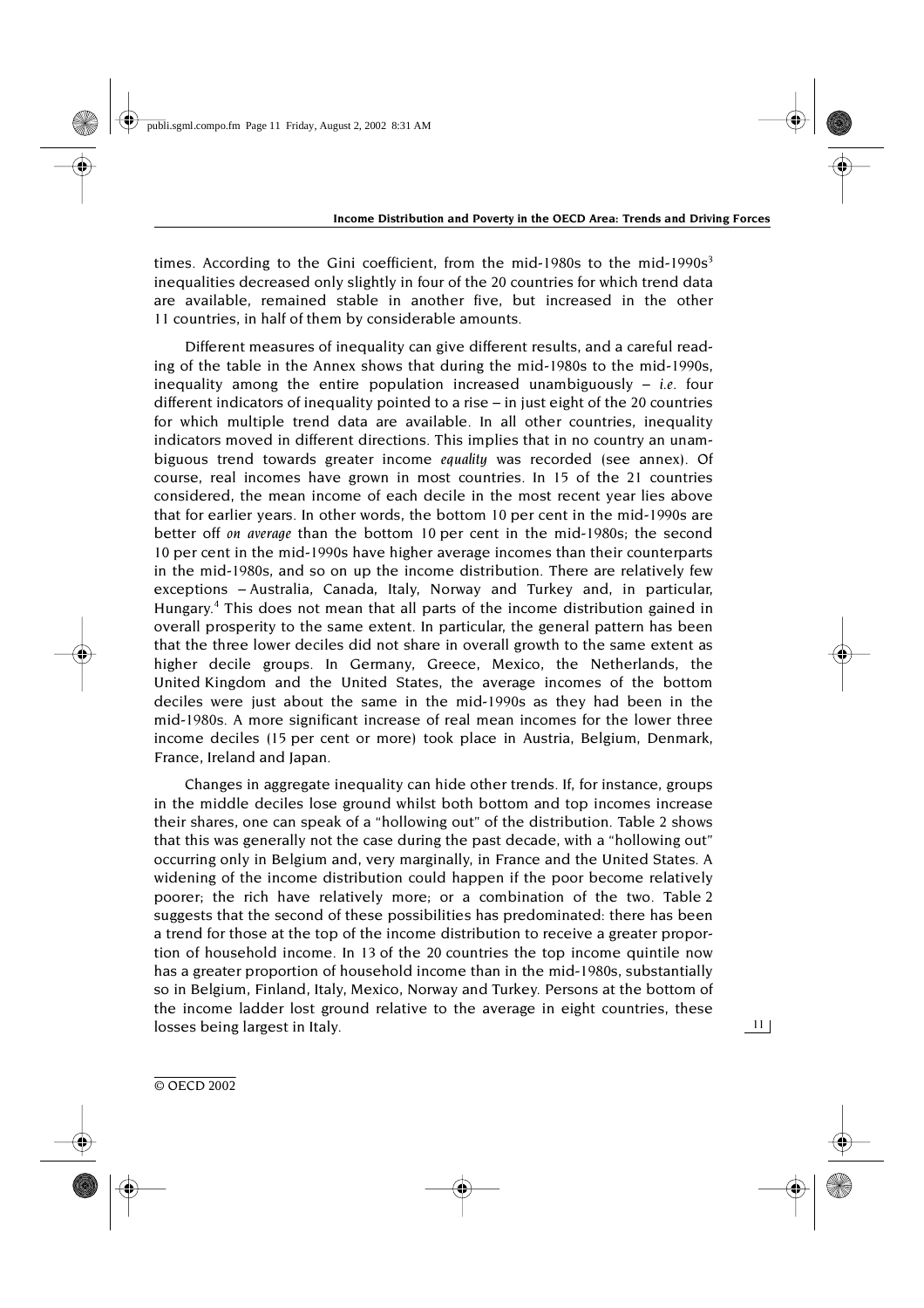times. According to the Gini coefficient, from the mid-1980s to the mid-1990s[3] inequalities decreased only slightly in four of the 20 countries for which trend data are available, remained stable in another five, but increased in the other 11 countries, in half of them by considerable amounts.

Different measures of inequality can give different results, and a careful reading of the table in the Annex shows that during the mid-1980s to the mid-1990s, inequality among the entire population increased unambiguously – *i.e.* four different indicators of inequality pointed to a rise – in just eight of the 20 countries for which multiple trend data are available. In all other countries, inequality indicators moved in different directions. This implies that in no country an unambiguous trend towards greater income *equality* was recorded (see annex). Of course, real incomes have grown in most countries. In 15 of the 21 countries considered, the mean income of each decile in the most recent year lies above that for earlier years. In other words, the bottom 10 per cent in the mid-1990s are better off *on average* than the bottom 10 per cent in the mid-1980s; the second 10 per cent in the mid-1990s have higher average incomes than their counterparts in the mid-1980s, and so on up the income distribution. There are relatively few exceptions – Australia, Canada, Italy, Norway and Turkey and, in particular, Hungary.[4] This does not mean that all parts of the income distribution gained in overall prosperity to the same extent. In particular, the general pattern has been that the three lower deciles did not share in overall growth to the same extent as higher decile groups. In Germany, Greece, Mexico, the Netherlands, the United Kingdom and the United States, the average incomes of the bottom deciles were just about the same in the mid-1990s as they had been in the mid-1980s. A more significant increase of real mean incomes for the lower three income deciles (15 per cent or more) took place in Austria, Belgium, Denmark, France, Ireland and Japan.

Changes in aggregate inequality can hide other trends. If, for instance, groups in the middle deciles lose ground whilst both bottom and top incomes increase their shares, one can speak of a "hollowing out" of the distribution. Table 2 shows that this was generally not the case during the past decade, with a "hollowing out" occurring only in Belgium and, very marginally, in France and the United States. A widening of the income distribution could happen if the poor become relatively poorer; the rich have relatively more; or a combination of the two. Table 2 suggests that the second of these possibilities has predominated: there has been a trend for those at the top of the income distribution to receive a greater proportion of household income. In 13 of the 20 countries the top income quintile now has a greater proportion of household income than in the mid-1980s, substantially so in Belgium, Finland, Italy, Mexico, Norway and Turkey. Persons at the bottom of the income ladder lost ground relative to the average in eight countries, these losses being largest in Italy.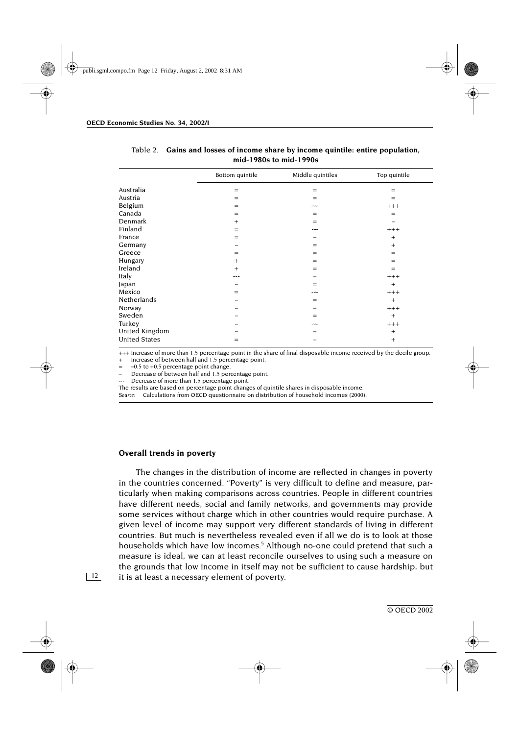Table 2. **Gains and losses of income share by income quintile: entire population, mid-1980s to mid-1990s**

| | Bottom quintile | Middle quintiles | Top quintile |
|---|---|---|---|
| Australia | = | = | = |
| Austria | = | = | = |
| Belgium | = | --- | +++ |
| Canada | = | = | = |
| Denmark | + | = | – |
| Finland | = | --- | +++ |
| France | = | – | + |
| Germany | – | = | + |
| Greece | = | = | = |
| Hungary | + | = | = |
| Ireland | + | = | = |
| Italy | --- | – | +++ |
| Japan | – | = | + |
| Mexico | = | --- | +++ |
| Netherlands | – | = | + |
| Norway | – | – | +++ |
| Sweden | – | = | + |
| Turkey | – | --- | +++ |
| United Kingdom | – | – | + |
| United States | = | – | + |

+++ Increase of more than 1.5 percentage point in the share of final disposable income received by the decile group.
\+ Increase of between half and 1.5 percentage point.
= –0.5 to +0.5 percentage point change.
– Decrease of between half and 1.5 percentage point.
--- Decrease of more than 1.5 percentage point.
The results are based on percentage point changes of quintile shares in disposable income.
*Source:* Calculations from OECD questionnaire on distribution of household incomes (2000).

### Overall trends in poverty

The changes in the distribution of income are reflected in changes in poverty in the countries concerned. "Poverty" is very difficult to define and measure, particularly when making comparisons across countries. People in different countries have different needs, social and family networks, and governments may provide some services without charge which in other countries would require purchase. A given level of income may support very different standards of living in different countries. But much is nevertheless revealed even if all we do is to look at those households which have low incomes.[5] Although no-one could pretend that such a measure is ideal, we can at least reconcile ourselves to using such a measure on the grounds that low income in itself may not be sufficient to cause hardship, but it is at least a necessary element of poverty.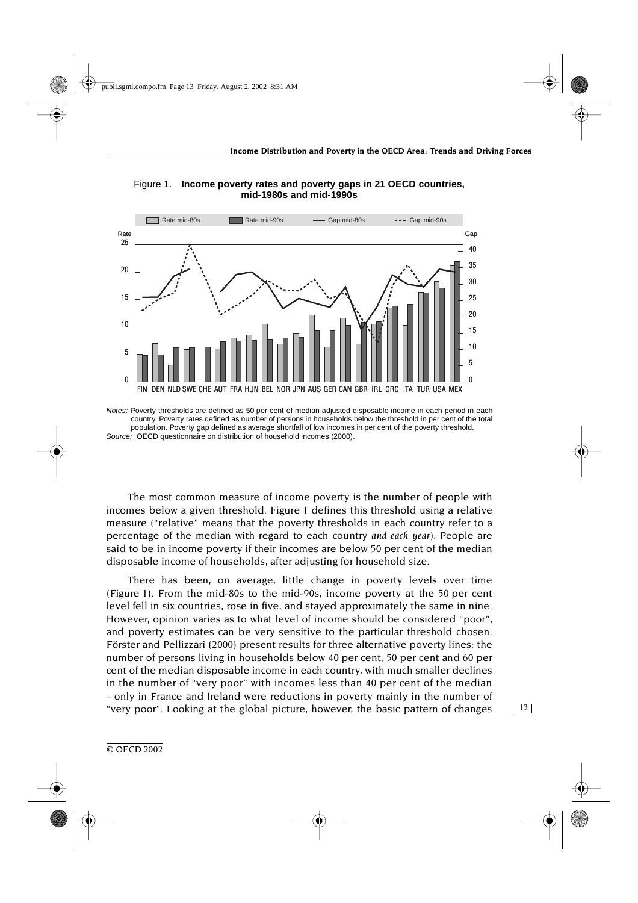Figure 1. **Income poverty rates and poverty gaps in 21 OECD countries, mid-1980s and mid-1990s**

*Notes:* Poverty thresholds are defined as 50 per cent of median adjusted disposable income in each period in each country. Poverty rates defined as number of persons in households below the threshold in per cent of the total population. Poverty gap defined as average shortfall of low incomes in per cent of the poverty threshold.

*Source:* OECD questionnaire on distribution of household incomes (2000).

The most common measure of income poverty is the number of people with incomes below a given threshold. Figure 1 defines this threshold using a relative measure ("relative" means that the poverty thresholds in each country refer to a percentage of the median with regard to each country *and each year*). People are said to be in income poverty if their incomes are below 50 per cent of the median disposable income of households, after adjusting for household size.

There has been, on average, little change in poverty levels over time (Figure 1). From the mid-80s to the mid-90s, income poverty at the 50 per cent level fell in six countries, rose in five, and stayed approximately the same in nine. However, opinion varies as to what level of income should be considered "poor", and poverty estimates can be very sensitive to the particular threshold chosen. Förster and Pellizzari (2000) present results for three alternative poverty lines: the number of persons living in households below 40 per cent, 50 per cent and 60 per cent of the median disposable income in each country, with much smaller declines in the number of "very poor" with incomes less than 40 per cent of the median – only in France and Ireland were reductions in poverty mainly in the number of "very poor". Looking at the global picture, however, the basic pattern of changes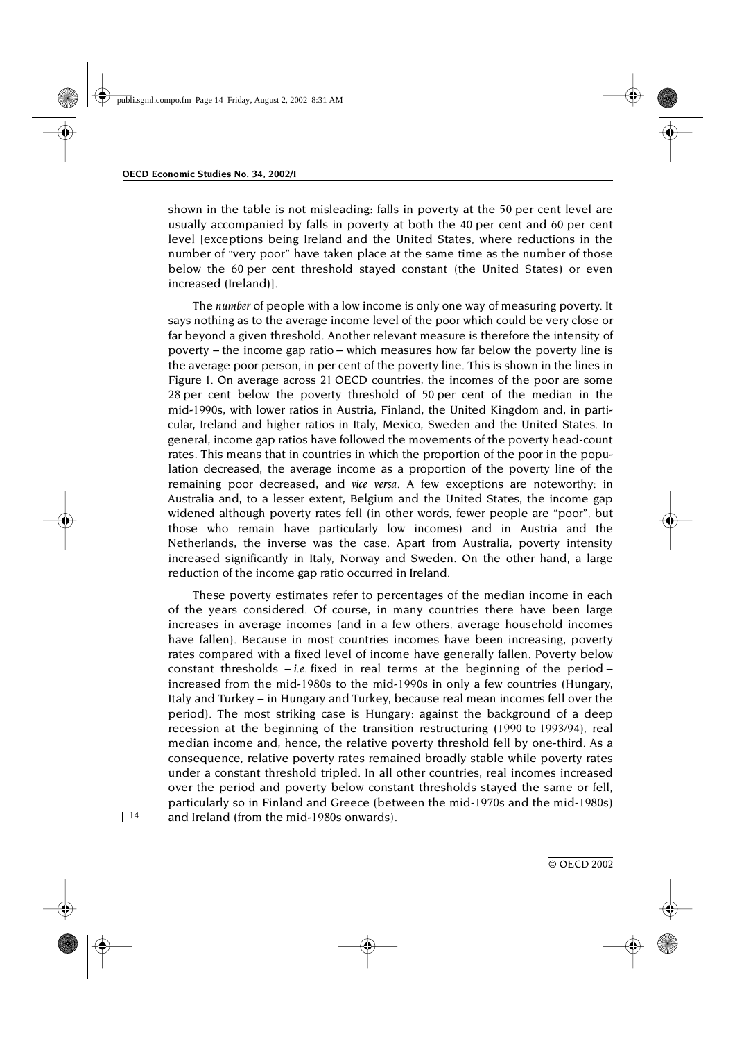shown in the table is not misleading: falls in poverty at the 50 per cent level are usually accompanied by falls in poverty at both the 40 per cent and 60 per cent level [exceptions being Ireland and the United States, where reductions in the number of "very poor" have taken place at the same time as the number of those below the 60 per cent threshold stayed constant (the United States) or even increased (Ireland)].

The *number* of people with a low income is only one way of measuring poverty. It says nothing as to the average income level of the poor which could be very close or far beyond a given threshold. Another relevant measure is therefore the intensity of poverty – the income gap ratio – which measures how far below the poverty line is the average poor person, in per cent of the poverty line. This is shown in the lines in Figure 1. On average across 21 OECD countries, the incomes of the poor are some 28 per cent below the poverty threshold of 50 per cent of the median in the mid-1990s, with lower ratios in Austria, Finland, the United Kingdom and, in particular, Ireland and higher ratios in Italy, Mexico, Sweden and the United States. In general, income gap ratios have followed the movements of the poverty head-count rates. This means that in countries in which the proportion of the poor in the population decreased, the average income as a proportion of the poverty line of the remaining poor decreased, and *vice versa*. A few exceptions are noteworthy: in Australia and, to a lesser extent, Belgium and the United States, the income gap widened although poverty rates fell (in other words, fewer people are "poor", but those who remain have particularly low incomes) and in Austria and the Netherlands, the inverse was the case. Apart from Australia, poverty intensity increased significantly in Italy, Norway and Sweden. On the other hand, a large reduction of the income gap ratio occurred in Ireland.

These poverty estimates refer to percentages of the median income in each of the years considered. Of course, in many countries there have been large increases in average incomes (and in a few others, average household incomes have fallen). Because in most countries incomes have been increasing, poverty rates compared with a fixed level of income have generally fallen. Poverty below constant thresholds – *i.e.* fixed in real terms at the beginning of the period – increased from the mid-1980s to the mid-1990s in only a few countries (Hungary, Italy and Turkey – in Hungary and Turkey, because real mean incomes fell over the period). The most striking case is Hungary: against the background of a deep recession at the beginning of the transition restructuring (1990 to 1993/94), real median income and, hence, the relative poverty threshold fell by one-third. As a consequence, relative poverty rates remained broadly stable while poverty rates under a constant threshold tripled. In all other countries, real incomes increased over the period and poverty below constant thresholds stayed the same or fell, particularly so in Finland and Greece (between the mid-1970s and the mid-1980s) and Ireland (from the mid-1980s onwards).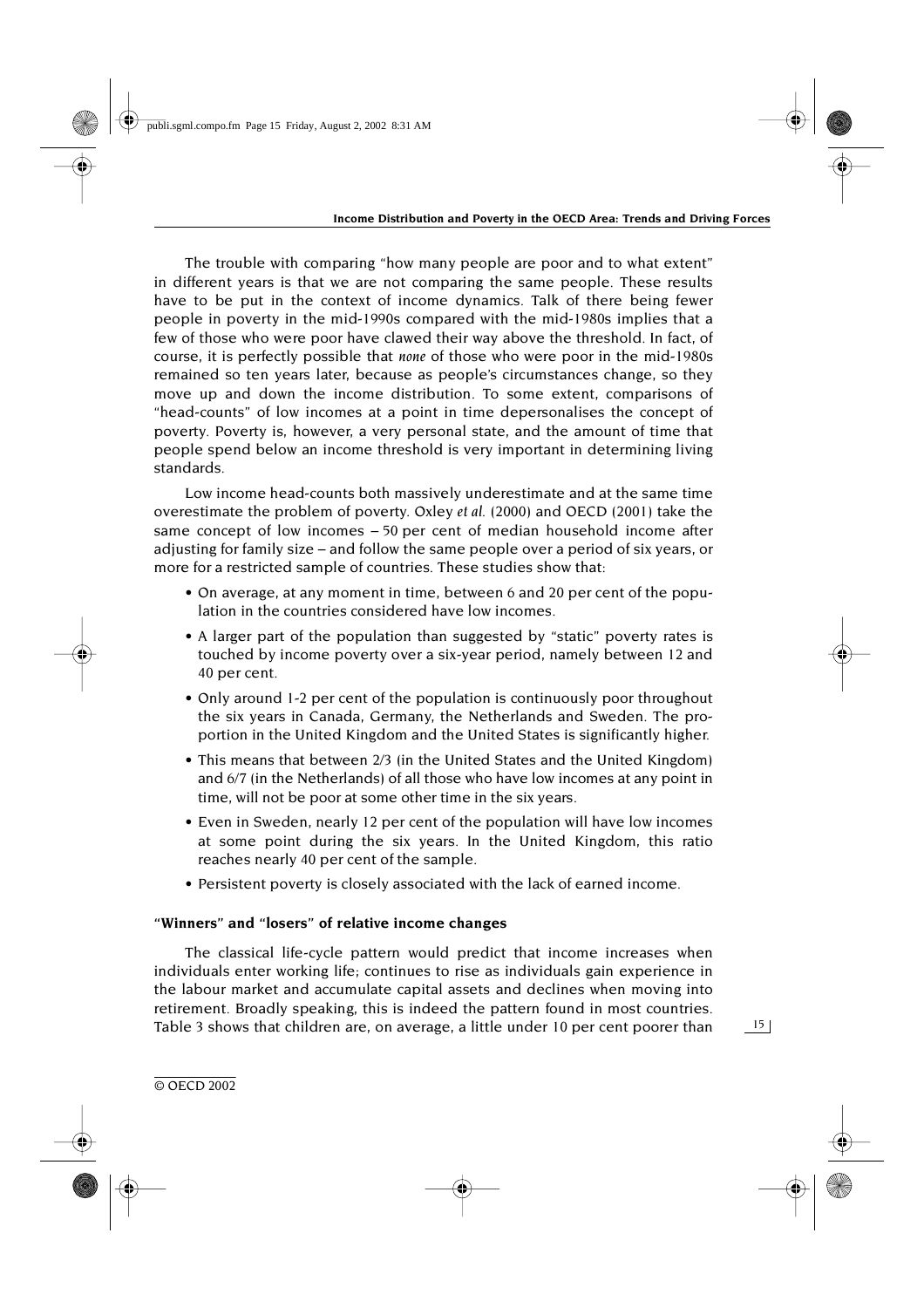The trouble with comparing "how many people are poor and to what extent" in different years is that we are not comparing the same people. These results have to be put in the context of income dynamics. Talk of there being fewer people in poverty in the mid-1990s compared with the mid-1980s implies that a few of those who were poor have clawed their way above the threshold. In fact, of course, it is perfectly possible that *none* of those who were poor in the mid-1980s remained so ten years later, because as people's circumstances change, so they move up and down the income distribution. To some extent, comparisons of "head-counts" of low incomes at a point in time depersonalises the concept of poverty. Poverty is, however, a very personal state, and the amount of time that people spend below an income threshold is very important in determining living standards.

Low income head-counts both massively underestimate and at the same time overestimate the problem of poverty. Oxley *et al.* (2000) and OECD (2001) take the same concept of low incomes – 50 per cent of median household income after adjusting for family size – and follow the same people over a period of six years, or more for a restricted sample of countries. These studies show that:

- On average, at any moment in time, between 6 and 20 per cent of the population in the countries considered have low incomes.
- A larger part of the population than suggested by "static" poverty rates is touched by income poverty over a six-year period, namely between 12 and 40 per cent.
- Only around 1-2 per cent of the population is continuously poor throughout the six years in Canada, Germany, the Netherlands and Sweden. The proportion in the United Kingdom and the United States is significantly higher.
- This means that between 2/3 (in the United States and the United Kingdom) and 6/7 (in the Netherlands) of all those who have low incomes at any point in time, will not be poor at some other time in the six years.
- Even in Sweden, nearly 12 per cent of the population will have low incomes at some point during the six years. In the United Kingdom, this ratio reaches nearly 40 per cent of the sample.
- Persistent poverty is closely associated with the lack of earned income.

### "Winners" and "losers" of relative income changes

The classical life-cycle pattern would predict that income increases when individuals enter working life; continues to rise as individuals gain experience in the labour market and accumulate capital assets and declines when moving into retirement. Broadly speaking, this is indeed the pattern found in most countries. Table 3 shows that children are, on average, a little under 10 per cent poorer than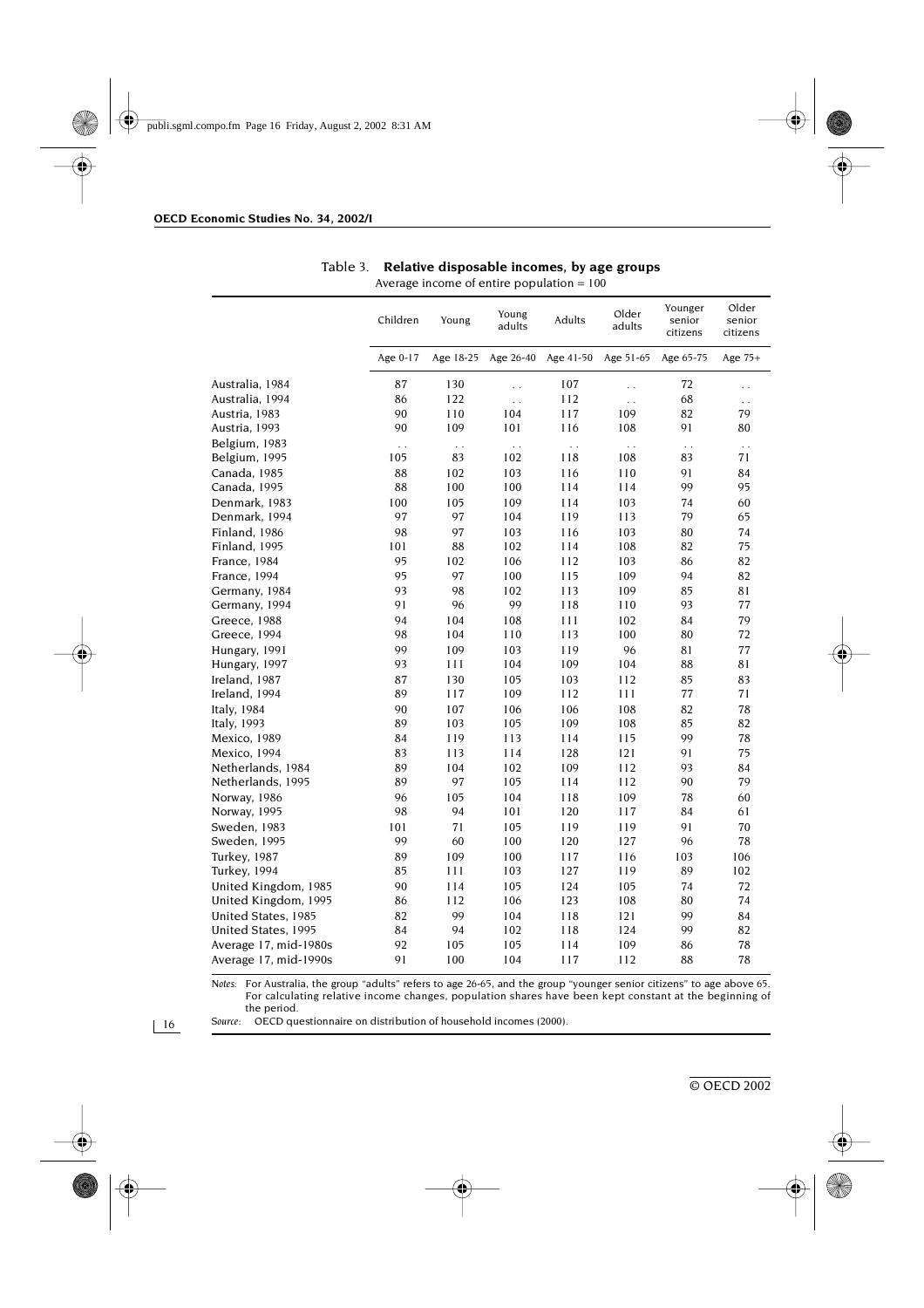Table 3. **Relative disposable incomes, by age groups**

Average income of entire population = 100

| | Children | Young | Young adults | Adults | Older adults | Younger senior citizens | Older senior citizens |
|---|---|---|---|---|---|---|---|
| | Age 0-17 | Age 18-25 | Age 26-40 | Age 41-50 | Age 51-65 | Age 65-75 | Age 75+ |
| Australia, 1984 | 87 | 130 | . . | 107 | . . | 72 | . . |
| Australia, 1994 | 86 | 122 | . . | 112 | . . | 68 | . . |
| Austria, 1983 | 90 | 110 | 104 | 117 | 109 | 82 | 79 |
| Austria, 1993 | 90 | 109 | 101 | 116 | 108 | 91 | 80 |
| Belgium, 1983 | . . | . . | . . | . . | . . | . . | . . |
| Belgium, 1995 | 105 | 83 | 102 | 118 | 108 | 83 | 71 |
| Canada, 1985 | 88 | 102 | 103 | 116 | 110 | 91 | 84 |
| Canada, 1995 | 88 | 100 | 100 | 114 | 114 | 99 | 95 |
| Denmark, 1983 | 100 | 105 | 109 | 114 | 103 | 74 | 60 |
| Denmark, 1994 | 97 | 97 | 104 | 119 | 113 | 79 | 65 |
| Finland, 1986 | 98 | 97 | 103 | 116 | 103 | 80 | 74 |
| Finland, 1995 | 101 | 88 | 102 | 114 | 108 | 82 | 75 |
| France, 1984 | 95 | 102 | 106 | 112 | 103 | 86 | 82 |
| France, 1994 | 95 | 97 | 100 | 115 | 109 | 94 | 82 |
| Germany, 1984 | 93 | 98 | 102 | 113 | 109 | 85 | 81 |
| Germany, 1994 | 91 | 96 | 99 | 118 | 110 | 93 | 77 |
| Greece, 1988 | 94 | 104 | 108 | 111 | 102 | 84 | 79 |
| Greece, 1994 | 98 | 104 | 110 | 113 | 100 | 80 | 72 |
| Hungary, 1991 | 99 | 109 | 103 | 119 | 96 | 81 | 77 |
| Hungary, 1997 | 93 | 111 | 104 | 109 | 104 | 88 | 81 |
| Ireland, 1987 | 87 | 130 | 105 | 103 | 112 | 85 | 83 |
| Ireland, 1994 | 89 | 117 | 109 | 112 | 111 | 77 | 71 |
| Italy, 1984 | 90 | 107 | 106 | 106 | 108 | 82 | 78 |
| Italy, 1993 | 89 | 103 | 105 | 109 | 108 | 85 | 82 |
| Mexico, 1989 | 84 | 119 | 113 | 114 | 115 | 99 | 78 |
| Mexico, 1994 | 83 | 113 | 114 | 128 | 121 | 91 | 75 |
| Netherlands, 1984 | 89 | 104 | 102 | 109 | 112 | 93 | 84 |
| Netherlands, 1995 | 89 | 97 | 105 | 114 | 112 | 90 | 79 |
| Norway, 1986 | 96 | 105 | 104 | 118 | 109 | 78 | 60 |
| Norway, 1995 | 98 | 94 | 101 | 120 | 117 | 84 | 61 |
| Sweden, 1983 | 101 | 71 | 105 | 119 | 119 | 91 | 70 |
| Sweden, 1995 | 99 | 60 | 100 | 120 | 127 | 96 | 78 |
| Turkey, 1987 | 89 | 109 | 100 | 117 | 116 | 103 | 106 |
| Turkey, 1994 | 85 | 111 | 103 | 127 | 119 | 89 | 102 |
| United Kingdom, 1985 | 90 | 114 | 105 | 124 | 105 | 74 | 72 |
| United Kingdom, 1995 | 86 | 112 | 106 | 123 | 108 | 80 | 74 |
| United States, 1985 | 82 | 99 | 104 | 118 | 121 | 99 | 84 |
| United States, 1995 | 84 | 94 | 102 | 118 | 124 | 99 | 82 |
| Average 17, mid-1980s | 92 | 105 | 105 | 114 | 109 | 86 | 78 |
| Average 17, mid-1990s | 91 | 100 | 104 | 117 | 112 | 88 | 78 |

*Notes:* For Australia, the group "adults" refers to age 26-65, and the group "younger senior citizens" to age above 65. For calculating relative income changes, population shares have been kept constant at the beginning of the period.

*Source:* OECD questionnaire on distribution of household incomes (2000).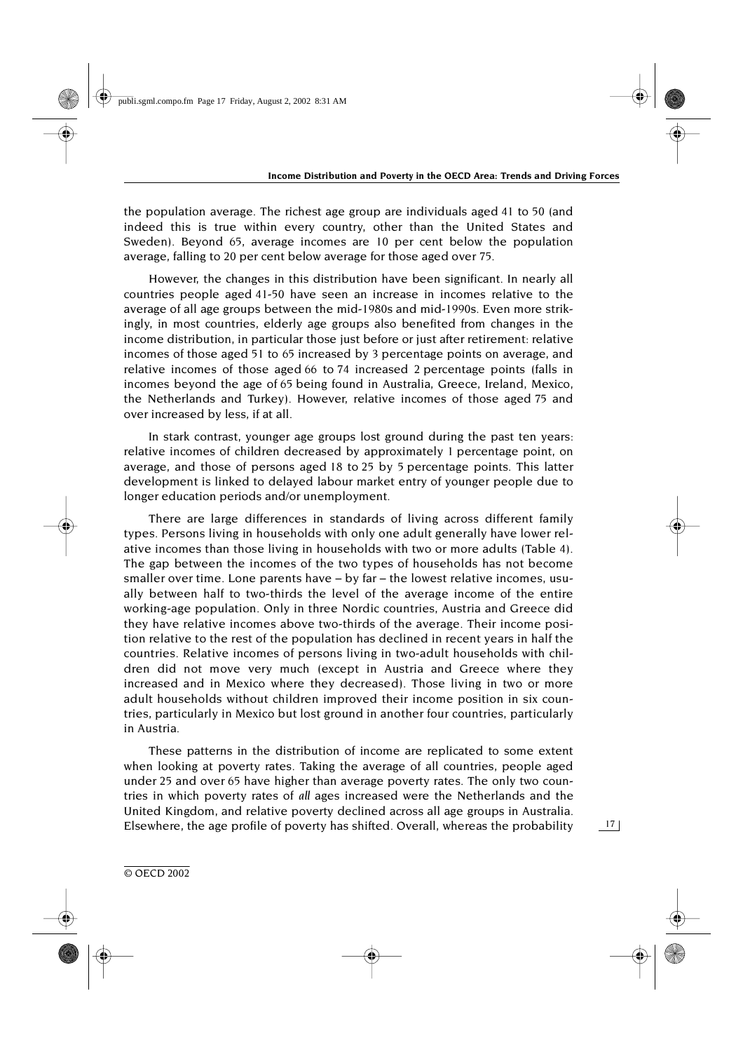the population average. The richest age group are individuals aged 41 to 50 (and indeed this is true within every country, other than the United States and Sweden). Beyond 65, average incomes are 10 per cent below the population average, falling to 20 per cent below average for those aged over 75.

However, the changes in this distribution have been significant. In nearly all countries people aged 41-50 have seen an increase in incomes relative to the average of all age groups between the mid-1980s and mid-1990s. Even more strikingly, in most countries, elderly age groups also benefited from changes in the income distribution, in particular those just before or just after retirement: relative incomes of those aged 51 to 65 increased by 3 percentage points on average, and relative incomes of those aged 66 to 74 increased 2 percentage points (falls in incomes beyond the age of 65 being found in Australia, Greece, Ireland, Mexico, the Netherlands and Turkey). However, relative incomes of those aged 75 and over increased by less, if at all.

In stark contrast, younger age groups lost ground during the past ten years: relative incomes of children decreased by approximately 1 percentage point, on average, and those of persons aged 18 to 25 by 5 percentage points. This latter development is linked to delayed labour market entry of younger people due to longer education periods and/or unemployment.

There are large differences in standards of living across different family types. Persons living in households with only one adult generally have lower relative incomes than those living in households with two or more adults (Table 4). The gap between the incomes of the two types of households has not become smaller over time. Lone parents have – by far – the lowest relative incomes, usually between half to two-thirds the level of the average income of the entire working-age population. Only in three Nordic countries, Austria and Greece did they have relative incomes above two-thirds of the average. Their income position relative to the rest of the population has declined in recent years in half the countries. Relative incomes of persons living in two-adult households with children did not move very much (except in Austria and Greece where they increased and in Mexico where they decreased). Those living in two or more adult households without children improved their income position in six countries, particularly in Mexico but lost ground in another four countries, particularly in Austria.

These patterns in the distribution of income are replicated to some extent when looking at poverty rates. Taking the average of all countries, people aged under 25 and over 65 have higher than average poverty rates. The only two countries in which poverty rates of *all* ages increased were the Netherlands and the United Kingdom, and relative poverty declined across all age groups in Australia. Elsewhere, the age profile of poverty has shifted. Overall, whereas the probability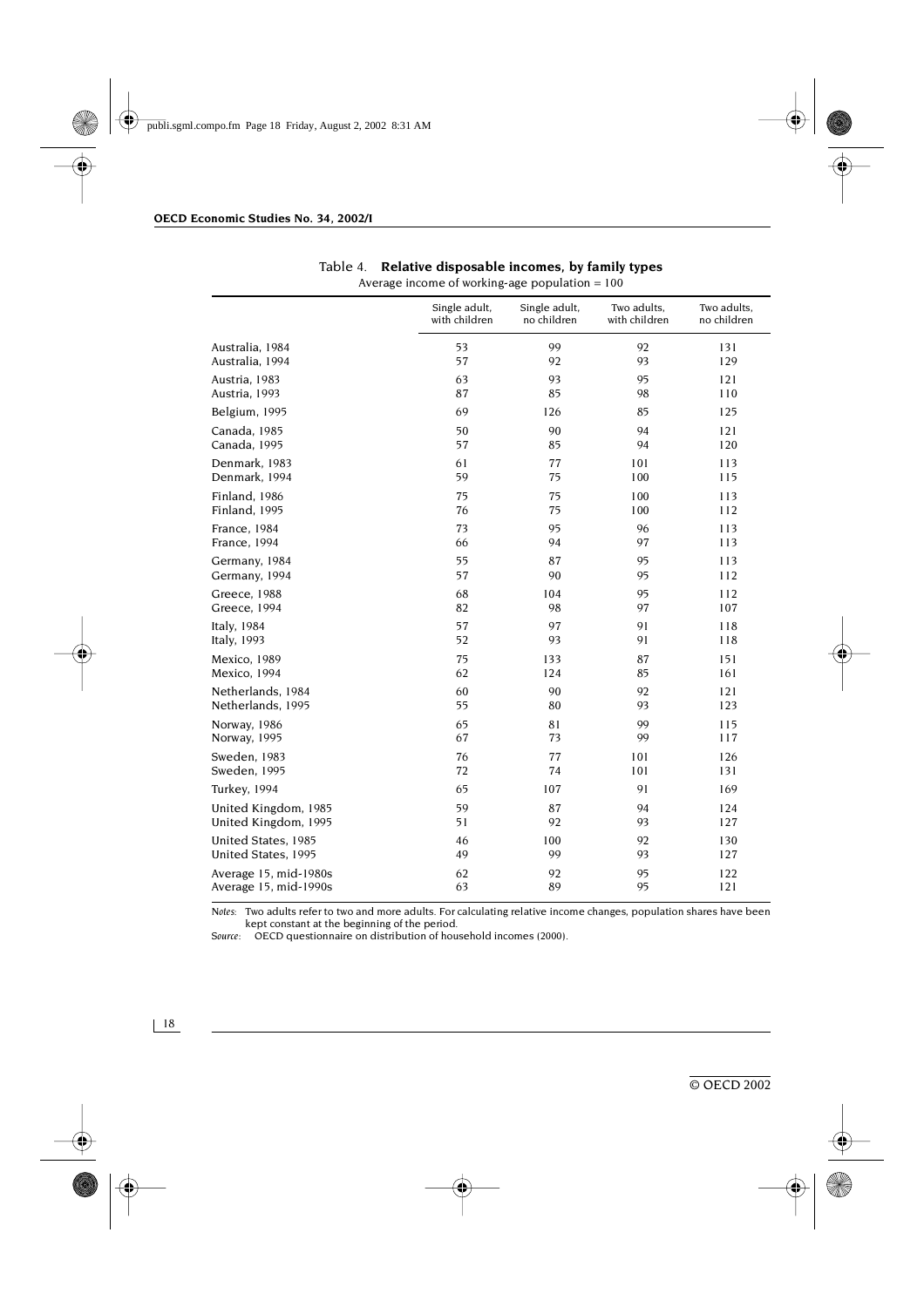Table 4. **Relative disposable incomes, by family types**

Average income of working-age population = 100

| | Single adult, with children | Single adult, no children | Two adults, with children | Two adults, no children |
|---|---|---|---|---|
| Australia, 1984 | 53 | 99 | 92 | 131 |
| Australia, 1994 | 57 | 92 | 93 | 129 |
| Austria, 1983 | 63 | 93 | 95 | 121 |
| Austria, 1993 | 87 | 85 | 98 | 110 |
| Belgium, 1995 | 69 | 126 | 85 | 125 |
| Canada, 1985 | 50 | 90 | 94 | 121 |
| Canada, 1995 | 57 | 85 | 94 | 120 |
| Denmark, 1983 | 61 | 77 | 101 | 113 |
| Denmark, 1994 | 59 | 75 | 100 | 115 |
| Finland, 1986 | 75 | 75 | 100 | 113 |
| Finland, 1995 | 76 | 75 | 100 | 112 |
| France, 1984 | 73 | 95 | 96 | 113 |
| France, 1994 | 66 | 94 | 97 | 113 |
| Germany, 1984 | 55 | 87 | 95 | 113 |
| Germany, 1994 | 57 | 90 | 95 | 112 |
| Greece, 1988 | 68 | 104 | 95 | 112 |
| Greece, 1994 | 82 | 98 | 97 | 107 |
| Italy, 1984 | 57 | 97 | 91 | 118 |
| Italy, 1993 | 52 | 93 | 91 | 118 |
| Mexico, 1989 | 75 | 133 | 87 | 151 |
| Mexico, 1994 | 62 | 124 | 85 | 161 |
| Netherlands, 1984 | 60 | 90 | 92 | 121 |
| Netherlands, 1995 | 55 | 80 | 93 | 123 |
| Norway, 1986 | 65 | 81 | 99 | 115 |
| Norway, 1995 | 67 | 73 | 99 | 117 |
| Sweden, 1983 | 76 | 77 | 101 | 126 |
| Sweden, 1995 | 72 | 74 | 101 | 131 |
| Turkey, 1994 | 65 | 107 | 91 | 169 |
| United Kingdom, 1985 | 59 | 87 | 94 | 124 |
| United Kingdom, 1995 | 51 | 92 | 93 | 127 |
| United States, 1985 | 46 | 100 | 92 | 130 |
| United States, 1995 | 49 | 99 | 93 | 127 |
| Average 15, mid-1980s | 62 | 92 | 95 | 122 |
| Average 15, mid-1990s | 63 | 89 | 95 | 121 |

*Notes:* Two adults refer to two and more adults. For calculating relative income changes, population shares have been kept constant at the beginning of the period.

*Source:* OECD questionnaire on distribution of household incomes (2000).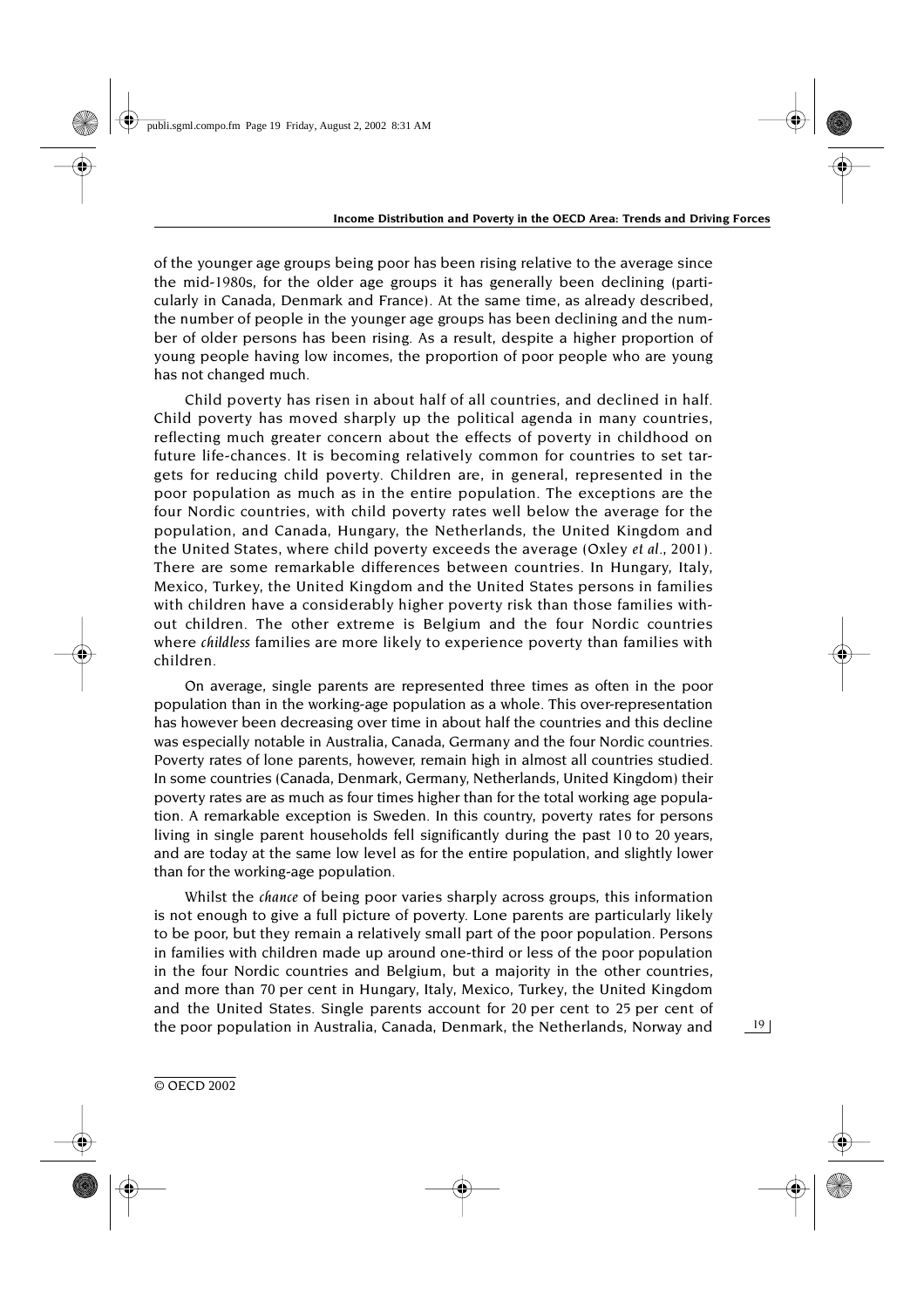of the younger age groups being poor has been rising relative to the average since the mid-1980s, for the older age groups it has generally been declining (particularly in Canada, Denmark and France). At the same time, as already described, the number of people in the younger age groups has been declining and the number of older persons has been rising. As a result, despite a higher proportion of young people having low incomes, the proportion of poor people who are young has not changed much.

Child poverty has risen in about half of all countries, and declined in half. Child poverty has moved sharply up the political agenda in many countries, reflecting much greater concern about the effects of poverty in childhood on future life-chances. It is becoming relatively common for countries to set targets for reducing child poverty. Children are, in general, represented in the poor population as much as in the entire population. The exceptions are the four Nordic countries, with child poverty rates well below the average for the population, and Canada, Hungary, the Netherlands, the United Kingdom and the United States, where child poverty exceeds the average (Oxley *et al*., 2001). There are some remarkable differences between countries. In Hungary, Italy, Mexico, Turkey, the United Kingdom and the United States persons in families with children have a considerably higher poverty risk than those families without children. The other extreme is Belgium and the four Nordic countries where *childless* families are more likely to experience poverty than families with children.

On average, single parents are represented three times as often in the poor population than in the working-age population as a whole. This over-representation has however been decreasing over time in about half the countries and this decline was especially notable in Australia, Canada, Germany and the four Nordic countries. Poverty rates of lone parents, however, remain high in almost all countries studied. In some countries (Canada, Denmark, Germany, Netherlands, United Kingdom) their poverty rates are as much as four times higher than for the total working age population. A remarkable exception is Sweden. In this country, poverty rates for persons living in single parent households fell significantly during the past 10 to 20 years, and are today at the same low level as for the entire population, and slightly lower than for the working-age population.

Whilst the *chance* of being poor varies sharply across groups, this information is not enough to give a full picture of poverty. Lone parents are particularly likely to be poor, but they remain a relatively small part of the poor population. Persons in families with children made up around one-third or less of the poor population in the four Nordic countries and Belgium, but a majority in the other countries, and more than 70 per cent in Hungary, Italy, Mexico, Turkey, the United Kingdom and the United States. Single parents account for 20 per cent to 25 per cent of the poor population in Australia, Canada, Denmark, the Netherlands, Norway and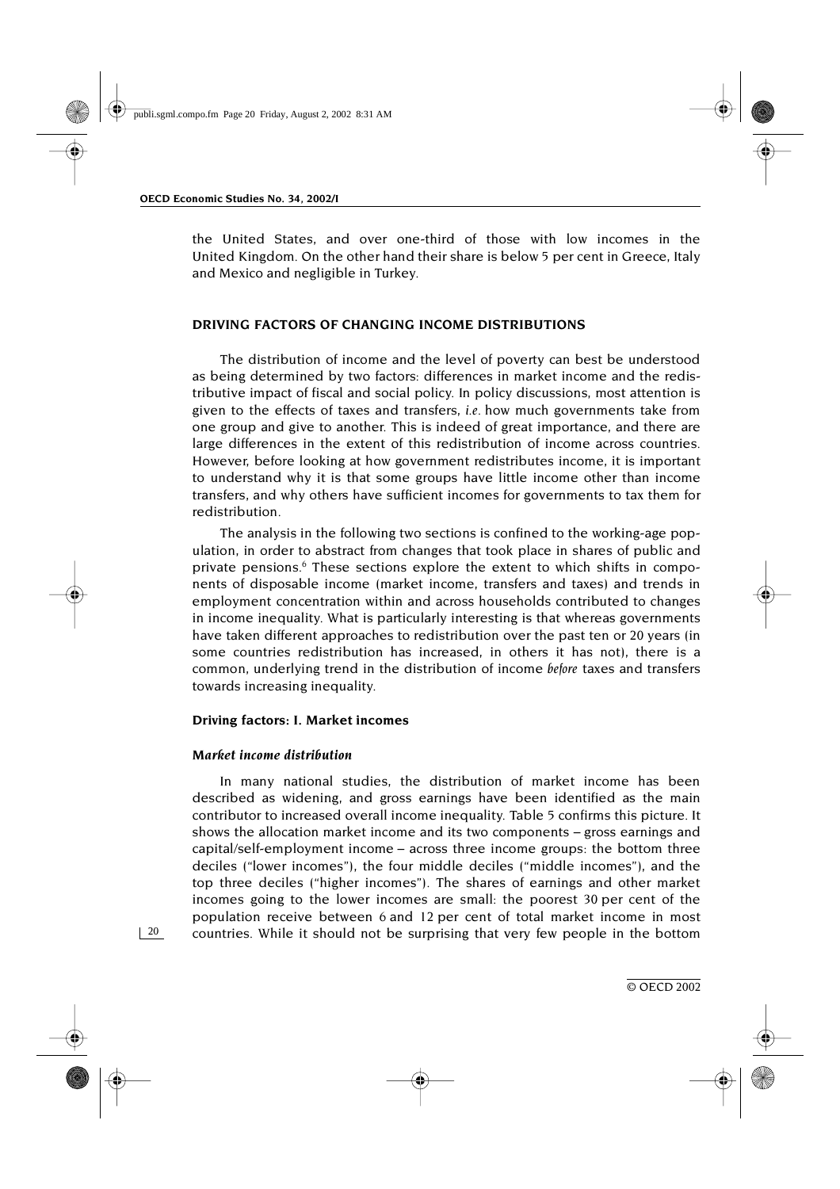the United States, and over one-third of those with low incomes in the United Kingdom. On the other hand their share is below 5 per cent in Greece, Italy and Mexico and negligible in Turkey.

## DRIVING FACTORS OF CHANGING INCOME DISTRIBUTIONS

The distribution of income and the level of poverty can best be understood as being determined by two factors: differences in market income and the redistributive impact of fiscal and social policy. In policy discussions, most attention is given to the effects of taxes and transfers, *i.e.* how much governments take from one group and give to another. This is indeed of great importance, and there are large differences in the extent of this redistribution of income across countries. However, before looking at how government redistributes income, it is important to understand why it is that some groups have little income other than income transfers, and why others have sufficient incomes for governments to tax them for redistribution.

The analysis in the following two sections is confined to the working-age population, in order to abstract from changes that took place in shares of public and private pensions.[6] These sections explore the extent to which shifts in components of disposable income (market income, transfers and taxes) and trends in employment concentration within and across households contributed to changes in income inequality. What is particularly interesting is that whereas governments have taken different approaches to redistribution over the past ten or 20 years (in some countries redistribution has increased, in others it has not), there is a common, underlying trend in the distribution of income *before* taxes and transfers towards increasing inequality.

### Driving factors: I. Market incomes

#### *Market income distribution*

In many national studies, the distribution of market income has been described as widening, and gross earnings have been identified as the main contributor to increased overall income inequality. Table 5 confirms this picture. It shows the allocation market income and its two components – gross earnings and capital/self-employment income – across three income groups: the bottom three deciles ("lower incomes"), the four middle deciles ("middle incomes"), and the top three deciles ("higher incomes"). The shares of earnings and other market incomes going to the lower incomes are small: the poorest 30 per cent of the population receive between 6 and 12 per cent of total market income in most countries. While it should not be surprising that very few people in the bottom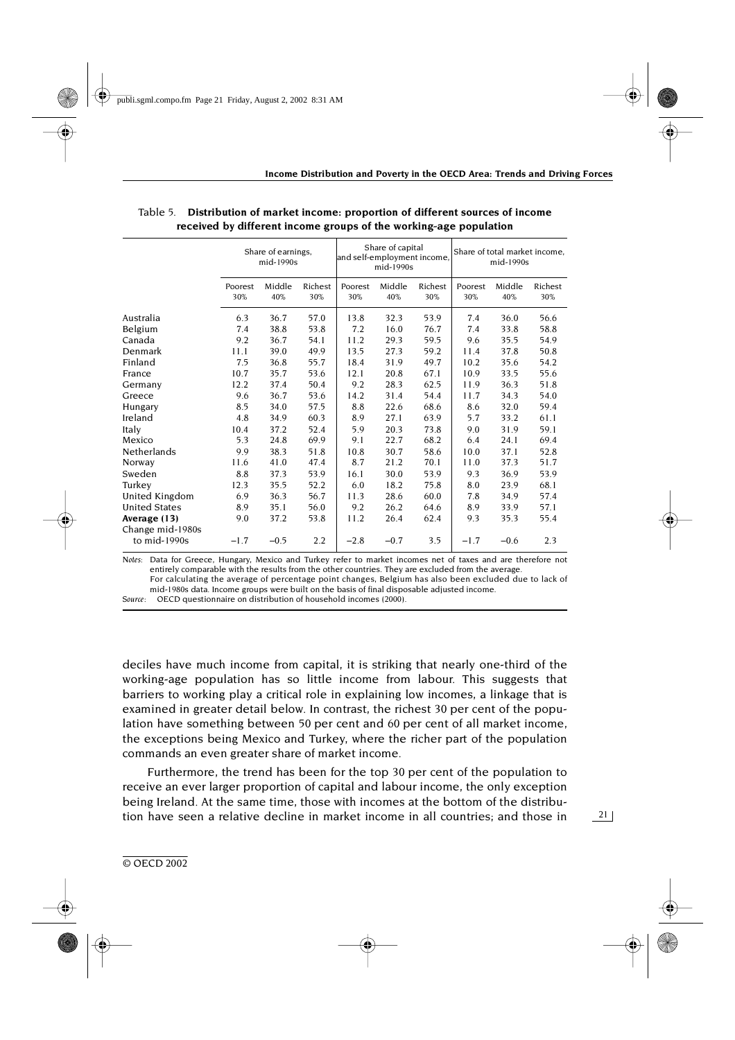Table 5. **Distribution of market income: proportion of different sources of income received by different income groups of the working-age population**

| | Share of earnings, mid-1990s | | | Share of capital and self-employment income, mid-1990s | | | Share of total market income, mid-1990s | | |
|---|---|---|---|---|---|---|---|---|---|
| | Poorest 30% | Middle 40% | Richest 30% | Poorest 30% | Middle 40% | Richest 30% | Poorest 30% | Middle 40% | Richest 30% |
| Australia | 6.3 | 36.7 | 57.0 | 13.8 | 32.3 | 53.9 | 7.4 | 36.0 | 56.6 |
| Belgium | 7.4 | 38.8 | 53.8 | 7.2 | 16.0 | 76.7 | 7.4 | 33.8 | 58.8 |
| Canada | 9.2 | 36.7 | 54.1 | 11.2 | 29.3 | 59.5 | 9.6 | 35.5 | 54.9 |
| Denmark | 11.1 | 39.0 | 49.9 | 13.5 | 27.3 | 59.2 | 11.4 | 37.8 | 50.8 |
| Finland | 7.5 | 36.8 | 55.7 | 18.4 | 31.9 | 49.7 | 10.2 | 35.6 | 54.2 |
| France | 10.7 | 35.7 | 53.6 | 12.1 | 20.8 | 67.1 | 10.9 | 33.5 | 55.6 |
| Germany | 12.2 | 37.4 | 50.4 | 9.2 | 28.3 | 62.5 | 11.9 | 36.3 | 51.8 |
| Greece | 9.6 | 36.7 | 53.6 | 14.2 | 31.4 | 54.4 | 11.7 | 34.3 | 54.0 |
| Hungary | 8.5 | 34.0 | 57.5 | 8.8 | 22.6 | 68.6 | 8.6 | 32.0 | 59.4 |
| Ireland | 4.8 | 34.9 | 60.3 | 8.9 | 27.1 | 63.9 | 5.7 | 33.2 | 61.1 |
| Italy | 10.4 | 37.2 | 52.4 | 5.9 | 20.3 | 73.8 | 9.0 | 31.9 | 59.1 |
| Mexico | 5.3 | 24.8 | 69.9 | 9.1 | 22.7 | 68.2 | 6.4 | 24.1 | 69.4 |
| Netherlands | 9.9 | 38.3 | 51.8 | 10.8 | 30.7 | 58.6 | 10.0 | 37.1 | 52.8 |
| Norway | 11.6 | 41.0 | 47.4 | 8.7 | 21.2 | 70.1 | 11.0 | 37.3 | 51.7 |
| Sweden | 8.8 | 37.3 | 53.9 | 16.1 | 30.0 | 53.9 | 9.3 | 36.9 | 53.9 |
| Turkey | 12.3 | 35.5 | 52.2 | 6.0 | 18.2 | 75.8 | 8.0 | 23.9 | 68.1 |
| United Kingdom | 6.9 | 36.3 | 56.7 | 11.3 | 28.6 | 60.0 | 7.8 | 34.9 | 57.4 |
| United States | 8.9 | 35.1 | 56.0 | 9.2 | 26.2 | 64.6 | 8.9 | 33.9 | 57.1 |
| **Average (13)** | 9.0 | 37.2 | 53.8 | 11.2 | 26.4 | 62.4 | 9.3 | 35.3 | 55.4 |
| Change mid-1980s to mid-1990s | −1.7 | −0.5 | 2.2 | −2.8 | −0.7 | 3.5 | −1.7 | −0.6 | 2.3 |

*Notes:* Data for Greece, Hungary, Mexico and Turkey refer to market incomes net of taxes and are therefore not entirely comparable with the results from the other countries. They are excluded from the average.
For calculating the average of percentage point changes, Belgium has also been excluded due to lack of mid-1980s data. Income groups were built on the basis of final disposable adjusted income.
*Source:* OECD questionnaire on distribution of household incomes (2000).

deciles have much income from capital, it is striking that nearly one-third of the working-age population has so little income from labour. This suggests that barriers to working play a critical role in explaining low incomes, a linkage that is examined in greater detail below. In contrast, the richest 30 per cent of the population have something between 50 per cent and 60 per cent of all market income, the exceptions being Mexico and Turkey, where the richer part of the population commands an even greater share of market income.

Furthermore, the trend has been for the top 30 per cent of the population to receive an ever larger proportion of capital and labour income, the only exception being Ireland. At the same time, those with incomes at the bottom of the distribution have seen a relative decline in market income in all countries; and those in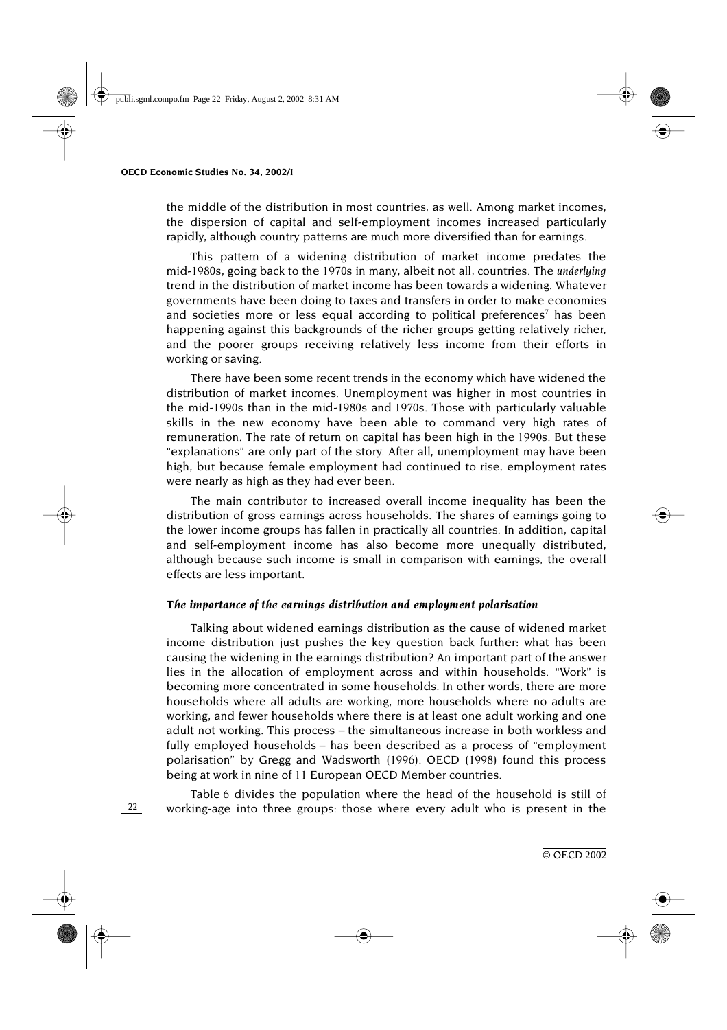the middle of the distribution in most countries, as well. Among market incomes, the dispersion of capital and self-employment incomes increased particularly rapidly, although country patterns are much more diversified than for earnings.

This pattern of a widening distribution of market income predates the mid-1980s, going back to the 1970s in many, albeit not all, countries. The *underlying* trend in the distribution of market income has been towards a widening. Whatever governments have been doing to taxes and transfers in order to make economies and societies more or less equal according to political preferences[7] has been happening against this backgrounds of the richer groups getting relatively richer, and the poorer groups receiving relatively less income from their efforts in working or saving.

There have been some recent trends in the economy which have widened the distribution of market incomes. Unemployment was higher in most countries in the mid-1990s than in the mid-1980s and 1970s. Those with particularly valuable skills in the new economy have been able to command very high rates of remuneration. The rate of return on capital has been high in the 1990s. But these "explanations" are only part of the story. After all, unemployment may have been high, but because female employment had continued to rise, employment rates were nearly as high as they had ever been.

The main contributor to increased overall income inequality has been the distribution of gross earnings across households. The shares of earnings going to the lower income groups has fallen in practically all countries. In addition, capital and self-employment income has also become more unequally distributed, although because such income is small in comparison with earnings, the overall effects are less important.

### *The importance of the earnings distribution and employment polarisation*

Talking about widened earnings distribution as the cause of widened market income distribution just pushes the key question back further: what has been causing the widening in the earnings distribution? An important part of the answer lies in the allocation of employment across and within households. "Work" is becoming more concentrated in some households. In other words, there are more households where all adults are working, more households where no adults are working, and fewer households where there is at least one adult working and one adult not working. This process – the simultaneous increase in both workless and fully employed households – has been described as a process of "employment polarisation" by Gregg and Wadsworth (1996). OECD (1998) found this process being at work in nine of 11 European OECD Member countries.

Table 6 divides the population where the head of the household is still of working-age into three groups: those where every adult who is present in the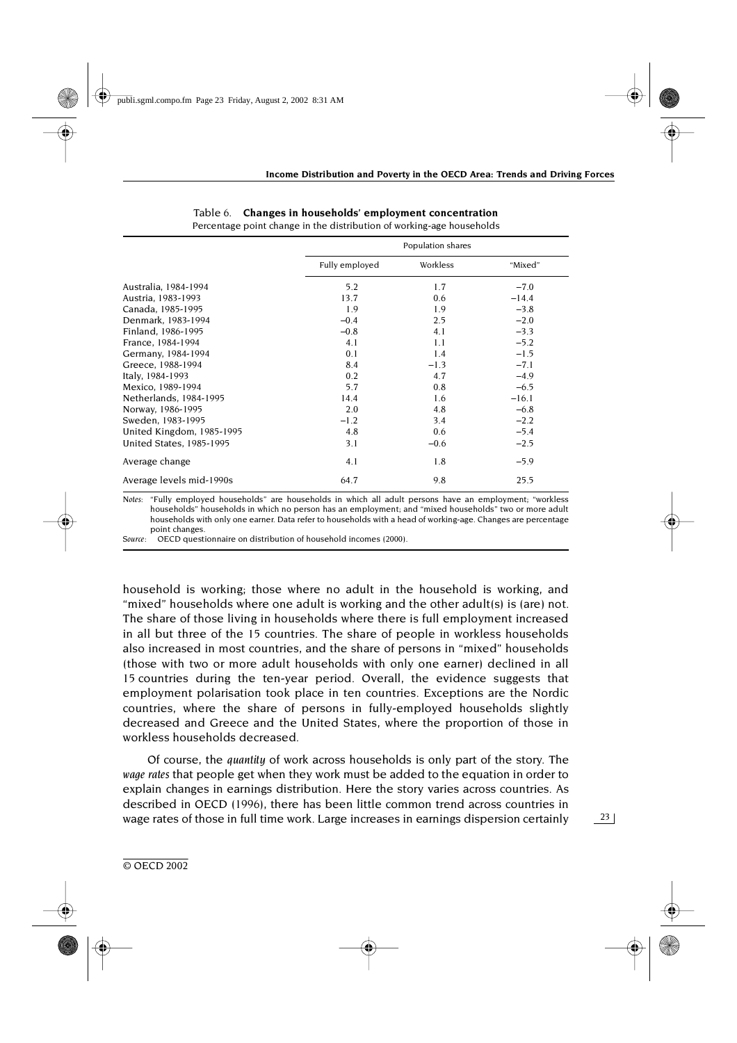Table 6. **Changes in households' employment concentration**
Percentage point change in the distribution of working-age households

| | Population shares | | |
|---|---|---|---|
| | Fully employed | Workless | "Mixed" |
| Australia, 1984-1994 | 5.2 | 1.7 | –7.0 |
| Austria, 1983-1993 | 13.7 | 0.6 | –14.4 |
| Canada, 1985-1995 | 1.9 | 1.9 | –3.8 |
| Denmark, 1983-1994 | –0.4 | 2.5 | –2.0 |
| Finland, 1986-1995 | –0.8 | 4.1 | –3.3 |
| France, 1984-1994 | 4.1 | 1.1 | –5.2 |
| Germany, 1984-1994 | 0.1 | 1.4 | –1.5 |
| Greece, 1988-1994 | 8.4 | –1.3 | –7.1 |
| Italy, 1984-1993 | 0.2 | 4.7 | –4.9 |
| Mexico, 1989-1994 | 5.7 | 0.8 | –6.5 |
| Netherlands, 1984-1995 | 14.4 | 1.6 | –16.1 |
| Norway, 1986-1995 | 2.0 | 4.8 | –6.8 |
| Sweden, 1983-1995 | –1.2 | 3.4 | –2.2 |
| United Kingdom, 1985-1995 | 4.8 | 0.6 | –5.4 |
| United States, 1985-1995 | 3.1 | –0.6 | –2.5 |
| Average change | 4.1 | 1.8 | –5.9 |
| Average levels mid-1990s | 64.7 | 9.8 | 25.5 |

*Notes*: "Fully employed households" are households in which all adult persons have an employment; "workless households" households in which no person has an employment; and "mixed households" two or more adult households with only one earner. Data refer to households with a head of working-age. Changes are percentage point changes.
*Source*: OECD questionnaire on distribution of household incomes (2000).

household is working; those where no adult in the household is working, and "mixed" households where one adult is working and the other adult(s) is (are) not. The share of those living in households where there is full employment increased in all but three of the 15 countries. The share of people in workless households also increased in most countries, and the share of persons in "mixed" households (those with two or more adult households with only one earner) declined in all 15 countries during the ten-year period. Overall, the evidence suggests that employment polarisation took place in ten countries. Exceptions are the Nordic countries, where the share of persons in fully-employed households slightly decreased and Greece and the United States, where the proportion of those in workless households decreased.

Of course, the *quantity* of work across households is only part of the story. The *wage rates* that people get when they work must be added to the equation in order to explain changes in earnings distribution. Here the story varies across countries. As described in OECD (1996), there has been little common trend across countries in wage rates of those in full time work. Large increases in earnings dispersion certainly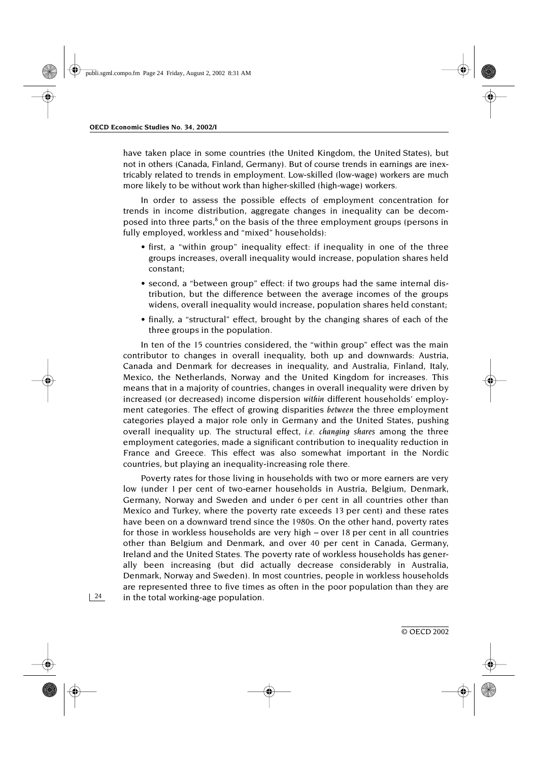have taken place in some countries (the United Kingdom, the United States), but not in others (Canada, Finland, Germany). But of course trends in earnings are inextricably related to trends in employment. Low-skilled (low-wage) workers are much more likely to be without work than higher-skilled (high-wage) workers.

In order to assess the possible effects of employment concentration for trends in income distribution, aggregate changes in inequality can be decomposed into three parts,[8] on the basis of the three employment groups (persons in fully employed, workless and "mixed" households):

- first, a "within group" inequality effect: if inequality in one of the three groups increases, overall inequality would increase, population shares held constant;
- second, a "between group" effect: if two groups had the same internal distribution, but the difference between the average incomes of the groups widens, overall inequality would increase, population shares held constant;
- finally, a "structural" effect, brought by the changing shares of each of the three groups in the population.

In ten of the 15 countries considered, the "within group" effect was the main contributor to changes in overall inequality, both up and downwards: Austria, Canada and Denmark for decreases in inequality, and Australia, Finland, Italy, Mexico, the Netherlands, Norway and the United Kingdom for increases. This means that in a majority of countries, changes in overall inequality were driven by increased (or decreased) income dispersion *within* different households' employment categories. The effect of growing disparities *between* the three employment categories played a major role only in Germany and the United States, pushing overall inequality up. The structural effect, *i.e. changing shares* among the three employment categories, made a significant contribution to inequality reduction in France and Greece. This effect was also somewhat important in the Nordic countries, but playing an inequality-increasing role there.

Poverty rates for those living in households with two or more earners are very low (under 1 per cent of two-earner households in Austria, Belgium, Denmark, Germany, Norway and Sweden and under 6 per cent in all countries other than Mexico and Turkey, where the poverty rate exceeds 13 per cent) and these rates have been on a downward trend since the 1980s. On the other hand, poverty rates for those in workless households are very high – over 18 per cent in all countries other than Belgium and Denmark, and over 40 per cent in Canada, Germany, Ireland and the United States. The poverty rate of workless households has generally been increasing (but did actually decrease considerably in Australia, Denmark, Norway and Sweden). In most countries, people in workless households are represented three to five times as often in the poor population than they are in the total working-age population.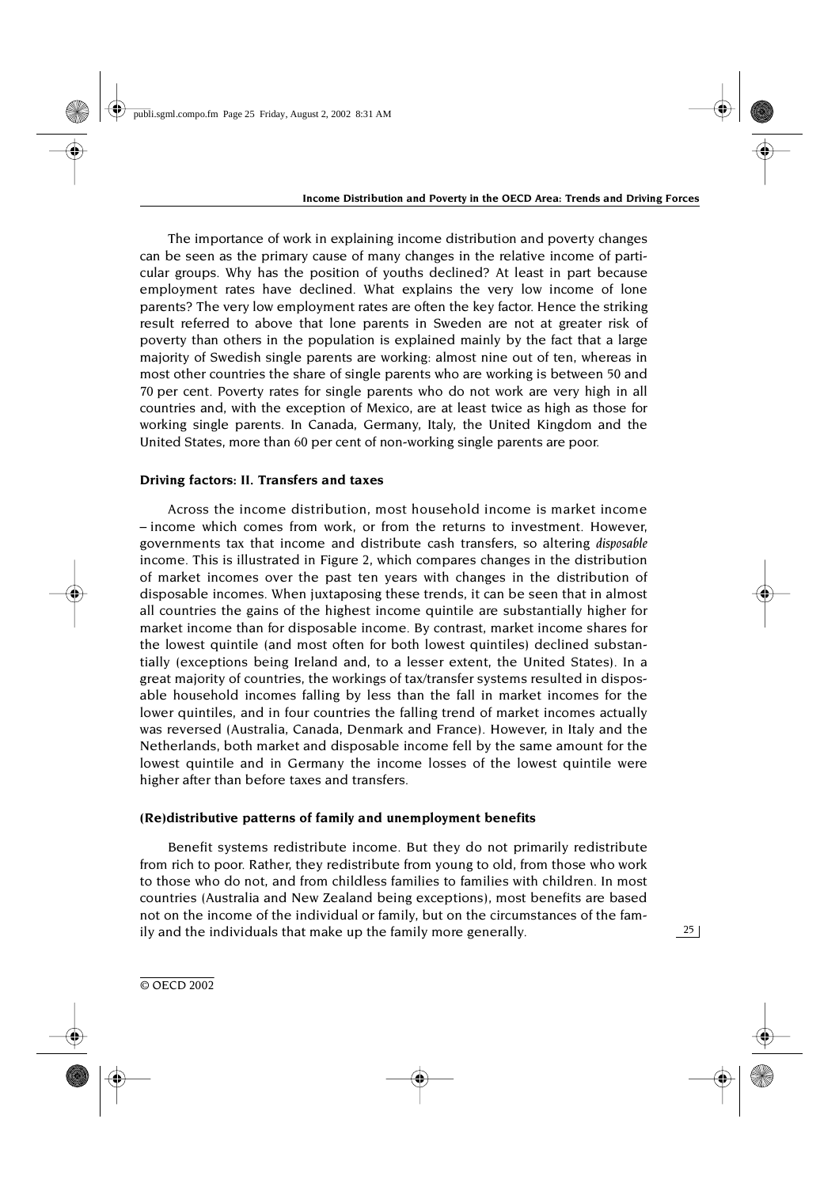The importance of work in explaining income distribution and poverty changes can be seen as the primary cause of many changes in the relative income of particular groups. Why has the position of youths declined? At least in part because employment rates have declined. What explains the very low income of lone parents? The very low employment rates are often the key factor. Hence the striking result referred to above that lone parents in Sweden are not at greater risk of poverty than others in the population is explained mainly by the fact that a large majority of Swedish single parents are working: almost nine out of ten, whereas in most other countries the share of single parents who are working is between 50 and 70 per cent. Poverty rates for single parents who do not work are very high in all countries and, with the exception of Mexico, are at least twice as high as those for working single parents. In Canada, Germany, Italy, the United Kingdom and the United States, more than 60 per cent of non-working single parents are poor.

### Driving factors: II. Transfers and taxes

Across the income distribution, most household income is market income – income which comes from work, or from the returns to investment. However, governments tax that income and distribute cash transfers, so altering *disposable* income. This is illustrated in Figure 2, which compares changes in the distribution of market incomes over the past ten years with changes in the distribution of disposable incomes. When juxtaposing these trends, it can be seen that in almost all countries the gains of the highest income quintile are substantially higher for market income than for disposable income. By contrast, market income shares for the lowest quintile (and most often for both lowest quintiles) declined substantially (exceptions being Ireland and, to a lesser extent, the United States). In a great majority of countries, the workings of tax/transfer systems resulted in disposable household incomes falling by less than the fall in market incomes for the lower quintiles, and in four countries the falling trend of market incomes actually was reversed (Australia, Canada, Denmark and France). However, in Italy and the Netherlands, both market and disposable income fell by the same amount for the lowest quintile and in Germany the income losses of the lowest quintile were higher after than before taxes and transfers.

### (Re)distributive patterns of family and unemployment benefits

Benefit systems redistribute income. But they do not primarily redistribute from rich to poor. Rather, they redistribute from young to old, from those who work to those who do not, and from childless families to families with children. In most countries (Australia and New Zealand being exceptions), most benefits are based not on the income of the individual or family, but on the circumstances of the family and the individuals that make up the family more generally.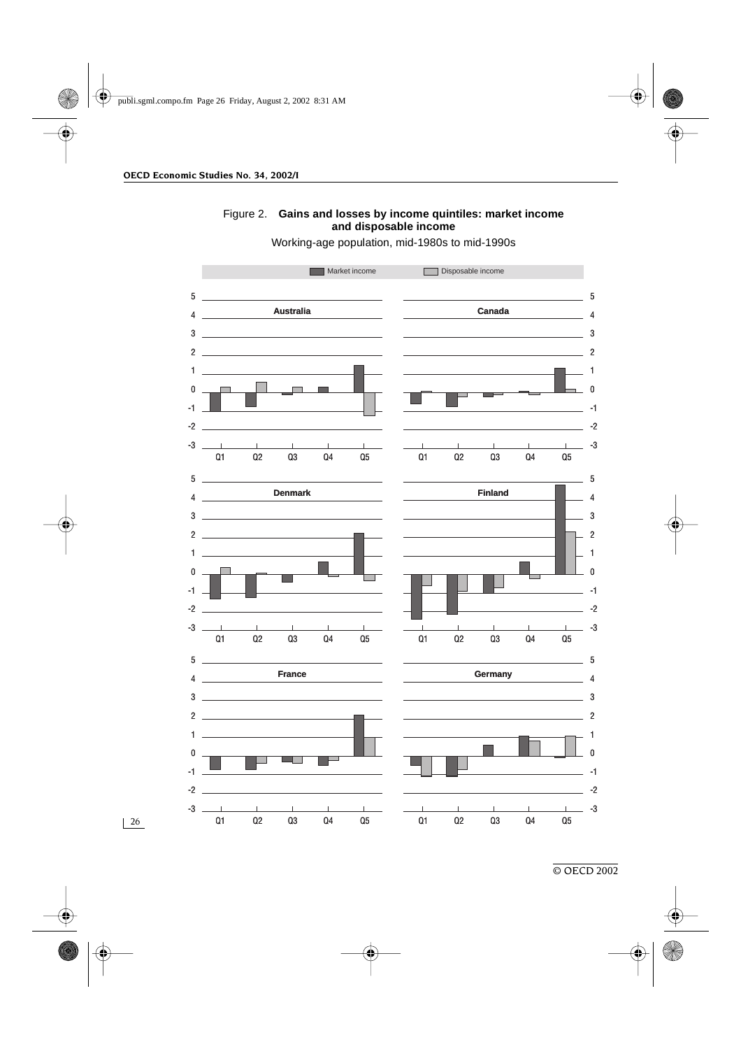Figure 2. **Gains and losses by income quintiles: market income and disposable income**

Working-age population, mid-1980s to mid-1990s

Market income | Disposable income

Australia

Canada

Denmark

Finland

France

Germany

Q1 Q2 Q3 Q4 Q5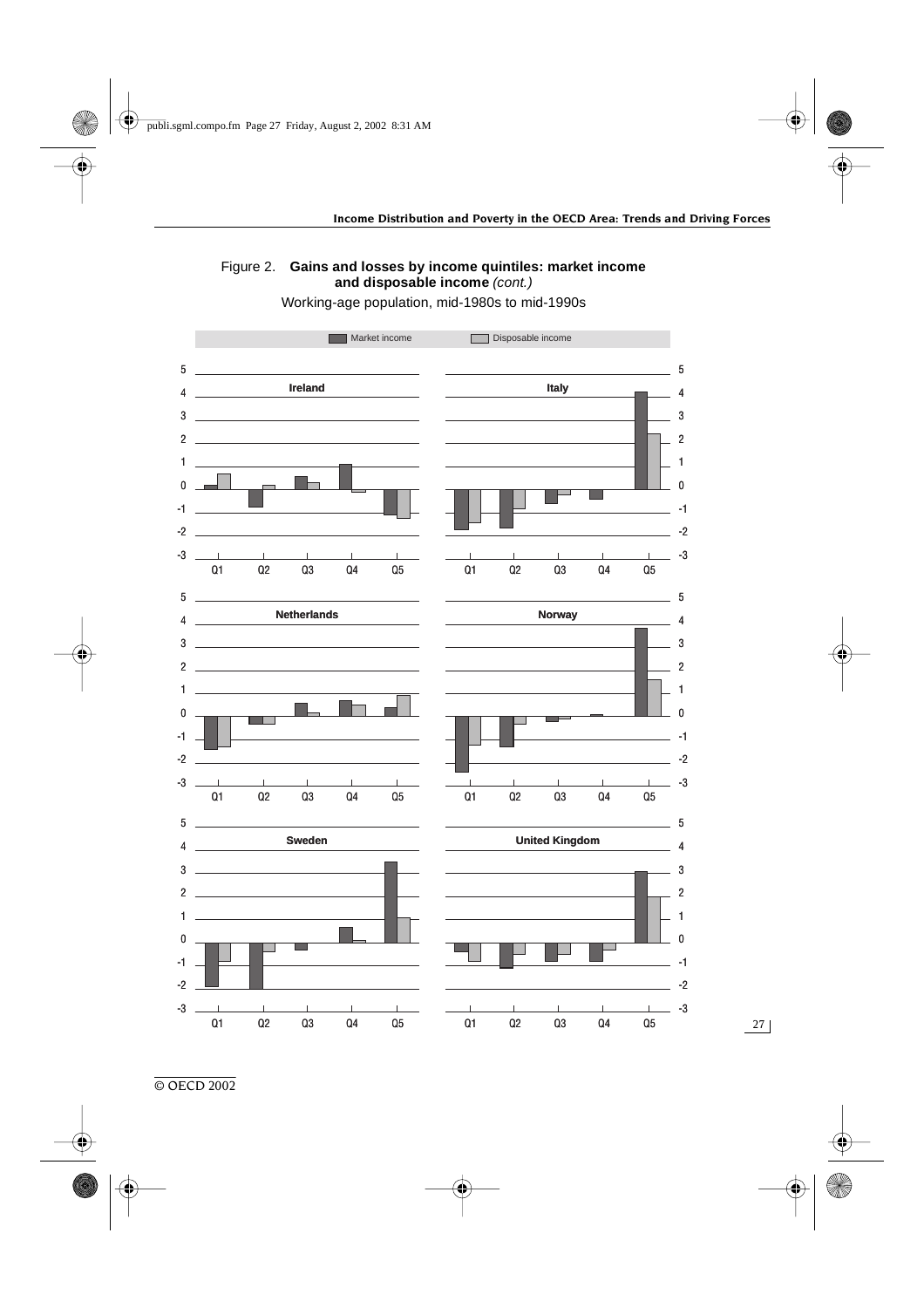Figure 2. **Gains and losses by income quintiles: market income and disposable income** *(cont.)*

Working-age population, mid-1980s to mid-1990s

Market income | Disposable income

**Ireland**

**Italy**

**Netherlands**

**Norway**

**Sweden**

**United Kingdom**

Q1 Q2 Q3 Q4 Q5

© OECD 2002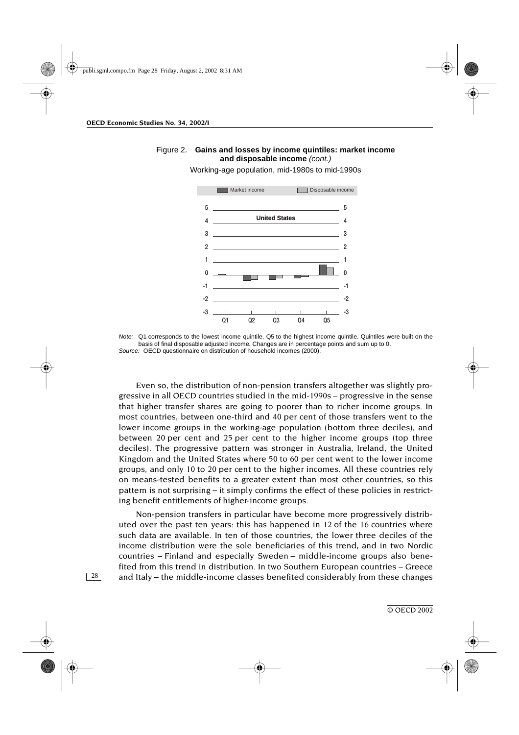Figure 2. **Gains and losses by income quintiles: market income and disposable income** *(cont.)*

Working-age population, mid-1980s to mid-1990s

*Note:* Q1 corresponds to the lowest income quintile, Q5 to the highest income quintile. Quintiles were built on the basis of final disposable adjusted income. Changes are in percentage points and sum up to 0.
*Source:* OECD questionnaire on distribution of household incomes (2000).

Even so, the distribution of non-pension transfers altogether was slightly progressive in all OECD countries studied in the mid-1990s – progressive in the sense that higher transfer shares are going to poorer than to richer income groups. In most countries, between one-third and 40 per cent of those transfers went to the lower income groups in the working-age population (bottom three deciles), and between 20 per cent and 25 per cent to the higher income groups (top three deciles). The progressive pattern was stronger in Australia, Ireland, the United Kingdom and the United States where 50 to 60 per cent went to the lower income groups, and only 10 to 20 per cent to the higher incomes. All these countries rely on means-tested benefits to a greater extent than most other countries, so this pattern is not surprising – it simply confirms the effect of these policies in restricting benefit entitlements of higher-income groups.

Non-pension transfers in particular have become more progressively distributed over the past ten years: this has happened in 12 of the 16 countries where such data are available. In ten of those countries, the lower three deciles of the income distribution were the sole beneficiaries of this trend, and in two Nordic countries – Finland and especially Sweden – middle-income groups also benefited from this trend in distribution. In two Southern European countries – Greece and Italy – the middle-income classes benefited considerably from these changes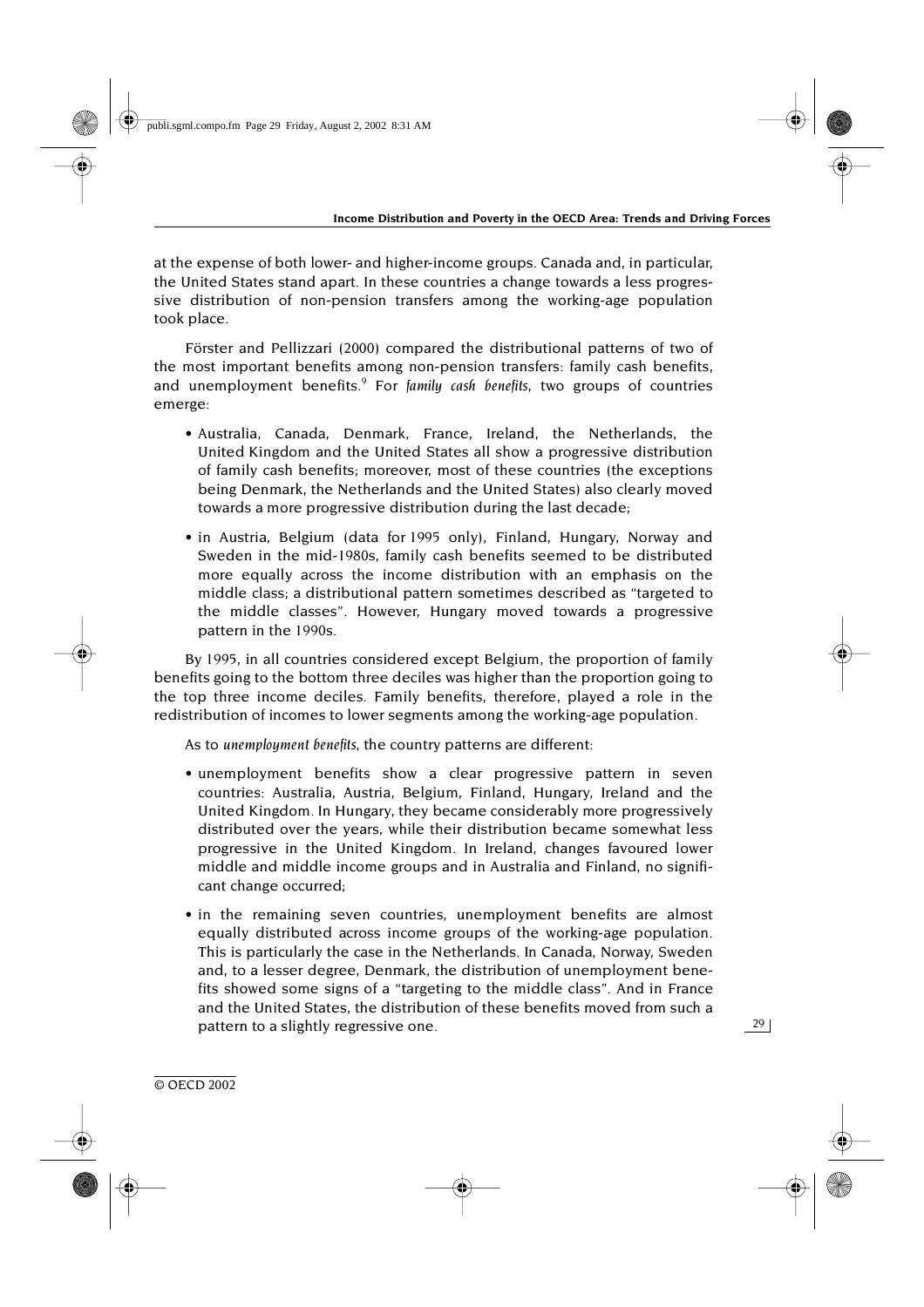at the expense of both lower- and higher-income groups. Canada and, in particular, the United States stand apart. In these countries a change towards a less progressive distribution of non-pension transfers among the working-age population took place.

Förster and Pellizzari (2000) compared the distributional patterns of two of the most important benefits among non-pension transfers: family cash benefits, and unemployment benefits.[9] For *family cash benefits*, two groups of countries emerge:

- Australia, Canada, Denmark, France, Ireland, the Netherlands, the United Kingdom and the United States all show a progressive distribution of family cash benefits; moreover, most of these countries (the exceptions being Denmark, the Netherlands and the United States) also clearly moved towards a more progressive distribution during the last decade;
- in Austria, Belgium (data for 1995 only), Finland, Hungary, Norway and Sweden in the mid-1980s, family cash benefits seemed to be distributed more equally across the income distribution with an emphasis on the middle class; a distributional pattern sometimes described as "targeted to the middle classes". However, Hungary moved towards a progressive pattern in the 1990s.

By 1995, in all countries considered except Belgium, the proportion of family benefits going to the bottom three deciles was higher than the proportion going to the top three income deciles. Family benefits, therefore, played a role in the redistribution of incomes to lower segments among the working-age population.

As to *unemployment benefits*, the country patterns are different:

- unemployment benefits show a clear progressive pattern in seven countries: Australia, Austria, Belgium, Finland, Hungary, Ireland and the United Kingdom. In Hungary, they became considerably more progressively distributed over the years, while their distribution became somewhat less progressive in the United Kingdom. In Ireland, changes favoured lower middle and middle income groups and in Australia and Finland, no significant change occurred;
- in the remaining seven countries, unemployment benefits are almost equally distributed across income groups of the working-age population. This is particularly the case in the Netherlands. In Canada, Norway, Sweden and, to a lesser degree, Denmark, the distribution of unemployment benefits showed some signs of a "targeting to the middle class". And in France and the United States, the distribution of these benefits moved from such a pattern to a slightly regressive one.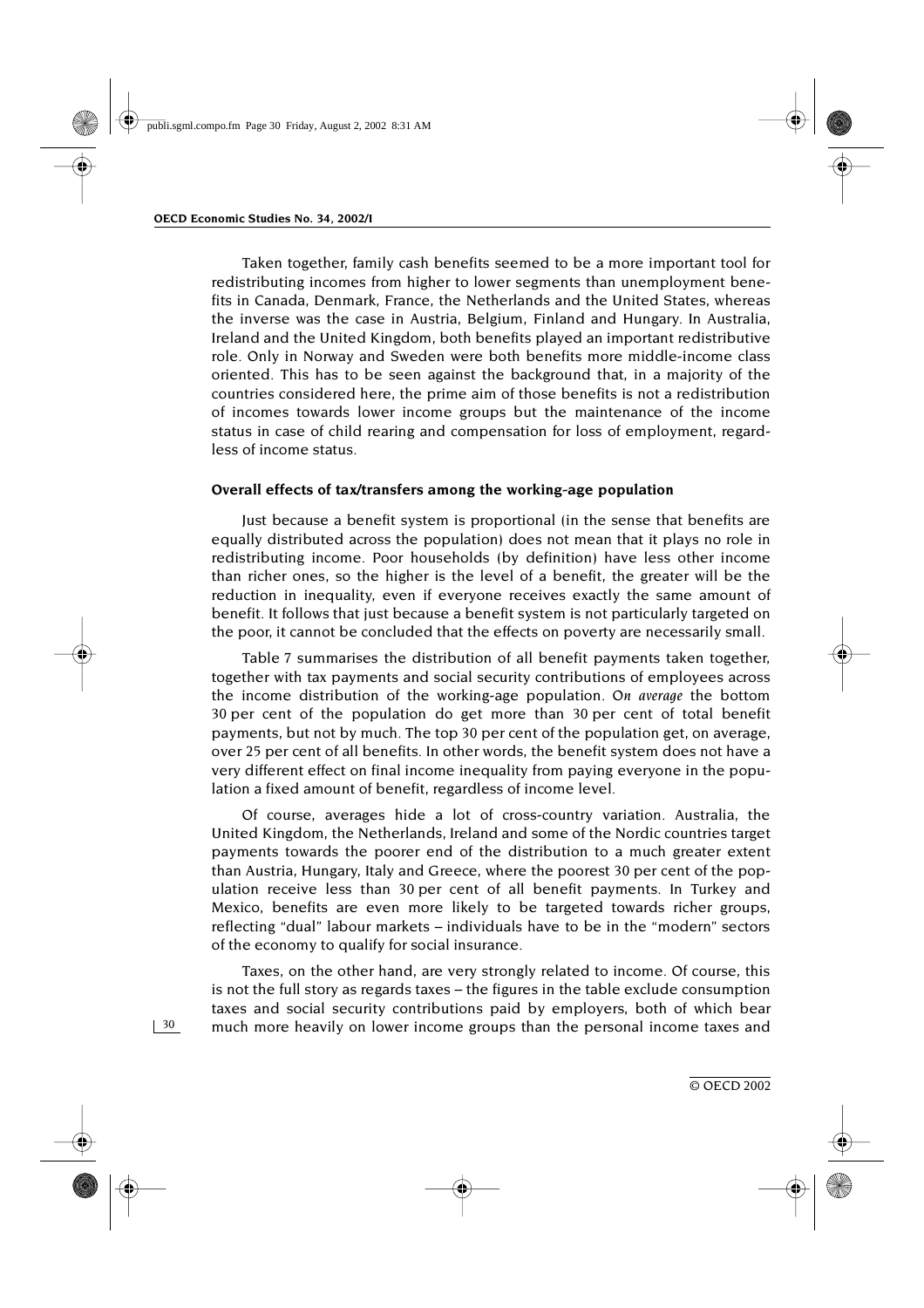Taken together, family cash benefits seemed to be a more important tool for redistributing incomes from higher to lower segments than unemployment benefits in Canada, Denmark, France, the Netherlands and the United States, whereas the inverse was the case in Austria, Belgium, Finland and Hungary. In Australia, Ireland and the United Kingdom, both benefits played an important redistributive role. Only in Norway and Sweden were both benefits more middle-income class oriented. This has to be seen against the background that, in a majority of the countries considered here, the prime aim of those benefits is not a redistribution of incomes towards lower income groups but the maintenance of the income status in case of child rearing and compensation for loss of employment, regardless of income status.

### Overall effects of tax/transfers among the working-age population

Just because a benefit system is proportional (in the sense that benefits are equally distributed across the population) does not mean that it plays no role in redistributing income. Poor households (by definition) have less other income than richer ones, so the higher is the level of a benefit, the greater will be the reduction in inequality, even if everyone receives exactly the same amount of benefit. It follows that just because a benefit system is not particularly targeted on the poor, it cannot be concluded that the effects on poverty are necessarily small.

Table 7 summarises the distribution of all benefit payments taken together, together with tax payments and social security contributions of employees across the income distribution of the working-age population. *On average* the bottom 30 per cent of the population do get more than 30 per cent of total benefit payments, but not by much. The top 30 per cent of the population get, on average, over 25 per cent of all benefits. In other words, the benefit system does not have a very different effect on final income inequality from paying everyone in the population a fixed amount of benefit, regardless of income level.

Of course, averages hide a lot of cross-country variation. Australia, the United Kingdom, the Netherlands, Ireland and some of the Nordic countries target payments towards the poorer end of the distribution to a much greater extent than Austria, Hungary, Italy and Greece, where the poorest 30 per cent of the population receive less than 30 per cent of all benefit payments. In Turkey and Mexico, benefits are even more likely to be targeted towards richer groups, reflecting "dual" labour markets – individuals have to be in the "modern" sectors of the economy to qualify for social insurance.

Taxes, on the other hand, are very strongly related to income. Of course, this is not the full story as regards taxes – the figures in the table exclude consumption taxes and social security contributions paid by employers, both of which bear much more heavily on lower income groups than the personal income taxes and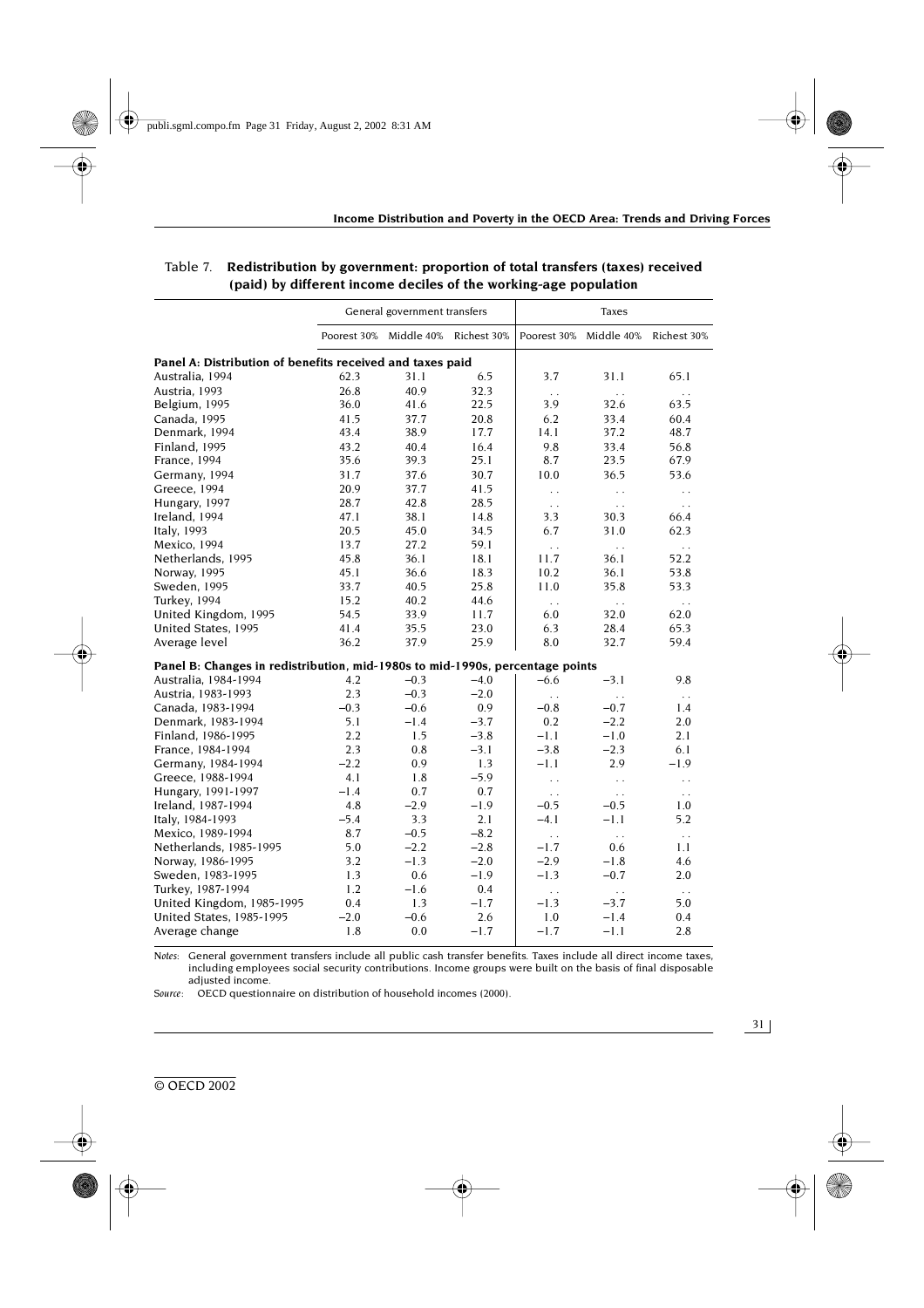Table 7. **Redistribution by government: proportion of total transfers (taxes) received (paid) by different income deciles of the working-age population**

| | General government transfers | | | Taxes | | |
|---|---|---|---|---|---|---|
| | Poorest 30% | Middle 40% | Richest 30% | Poorest 30% | Middle 40% | Richest 30% |
| **Panel A: Distribution of benefits received and taxes paid** | | | | | | |
| Australia, 1994 | 62.3 | 31.1 | 6.5 | 3.7 | 31.1 | 65.1 |
| Austria, 1993 | 26.8 | 40.9 | 32.3 | . . | . . | . . |
| Belgium, 1995 | 36.0 | 41.6 | 22.5 | 3.9 | 32.6 | 63.5 |
| Canada, 1995 | 41.5 | 37.7 | 20.8 | 6.2 | 33.4 | 60.4 |
| Denmark, 1994 | 43.4 | 38.9 | 17.7 | 14.1 | 37.2 | 48.7 |
| Finland, 1995 | 43.2 | 40.4 | 16.4 | 9.8 | 33.4 | 56.8 |
| France, 1994 | 35.6 | 39.3 | 25.1 | 8.7 | 23.5 | 67.9 |
| Germany, 1994 | 31.7 | 37.6 | 30.7 | 10.0 | 36.5 | 53.6 |
| Greece, 1994 | 20.9 | 37.7 | 41.5 | . . | . . | . . |
| Hungary, 1997 | 28.7 | 42.8 | 28.5 | . . | . . | . . |
| Ireland, 1994 | 47.1 | 38.1 | 14.8 | 3.3 | 30.3 | 66.4 |
| Italy, 1993 | 20.5 | 45.0 | 34.5 | 6.7 | 31.0 | 62.3 |
| Mexico, 1994 | 13.7 | 27.2 | 59.1 | . . | . . | . . |
| Netherlands, 1995 | 45.8 | 36.1 | 18.1 | 11.7 | 36.1 | 52.2 |
| Norway, 1995 | 45.1 | 36.6 | 18.3 | 10.2 | 36.1 | 53.8 |
| Sweden, 1995 | 33.7 | 40.5 | 25.8 | 11.0 | 35.8 | 53.3 |
| Turkey, 1994 | 15.2 | 40.2 | 44.6 | . . | . . | . . |
| United Kingdom, 1995 | 54.5 | 33.9 | 11.7 | 6.0 | 32.0 | 62.0 |
| United States, 1995 | 41.4 | 35.5 | 23.0 | 6.3 | 28.4 | 65.3 |
| Average level | 36.2 | 37.9 | 25.9 | 8.0 | 32.7 | 59.4 |
| **Panel B: Changes in redistribution, mid-1980s to mid-1990s, percentage points** | | | | | | |
| Australia, 1984-1994 | 4.2 | −0.3 | −4.0 | −6.6 | −3.1 | 9.8 |
| Austria, 1983-1993 | 2.3 | −0.3 | −2.0 | . . | . . | . . |
| Canada, 1983-1994 | −0.3 | −0.6 | 0.9 | −0.8 | −0.7 | 1.4 |
| Denmark, 1983-1994 | 5.1 | −1.4 | −3.7 | 0.2 | −2.2 | 2.0 |
| Finland, 1986-1995 | 2.2 | 1.5 | −3.8 | −1.1 | −1.0 | 2.1 |
| France, 1984-1994 | 2.3 | 0.8 | −3.1 | −3.8 | −2.3 | 6.1 |
| Germany, 1984-1994 | −2.2 | 0.9 | 1.3 | −1.1 | 2.9 | −1.9 |
| Greece, 1988-1994 | 4.1 | 1.8 | −5.9 | . . | . . | . . |
| Hungary, 1991-1997 | −1.4 | 0.7 | 0.7 | . . | . . | . . |
| Ireland, 1987-1994 | 4.8 | −2.9 | −1.9 | −0.5 | −0.5 | 1.0 |
| Italy, 1984-1993 | −5.4 | 3.3 | 2.1 | −4.1 | −1.1 | 5.2 |
| Mexico, 1989-1994 | 8.7 | −0.5 | −8.2 | . . | . . | . . |
| Netherlands, 1985-1995 | 5.0 | −2.2 | −2.8 | −1.7 | 0.6 | 1.1 |
| Norway, 1986-1995 | 3.2 | −1.3 | −2.0 | −2.9 | −1.8 | 4.6 |
| Sweden, 1983-1995 | 1.3 | 0.6 | −1.9 | −1.3 | −0.7 | 2.0 |
| Turkey, 1987-1994 | 1.2 | −1.6 | 0.4 | . . | . . | . . |
| United Kingdom, 1985-1995 | 0.4 | 1.3 | −1.7 | −1.3 | −3.7 | 5.0 |
| United States, 1985-1995 | −2.0 | −0.6 | 2.6 | 1.0 | −1.4 | 0.4 |
| Average change | 1.8 | 0.0 | −1.7 | −1.7 | −1.1 | 2.8 |

*Notes*: General government transfers include all public cash transfer benefits. Taxes include all direct income taxes, including employees social security contributions. Income groups were built on the basis of final disposable adjusted income.

*Source*: OECD questionnaire on distribution of household incomes (2000).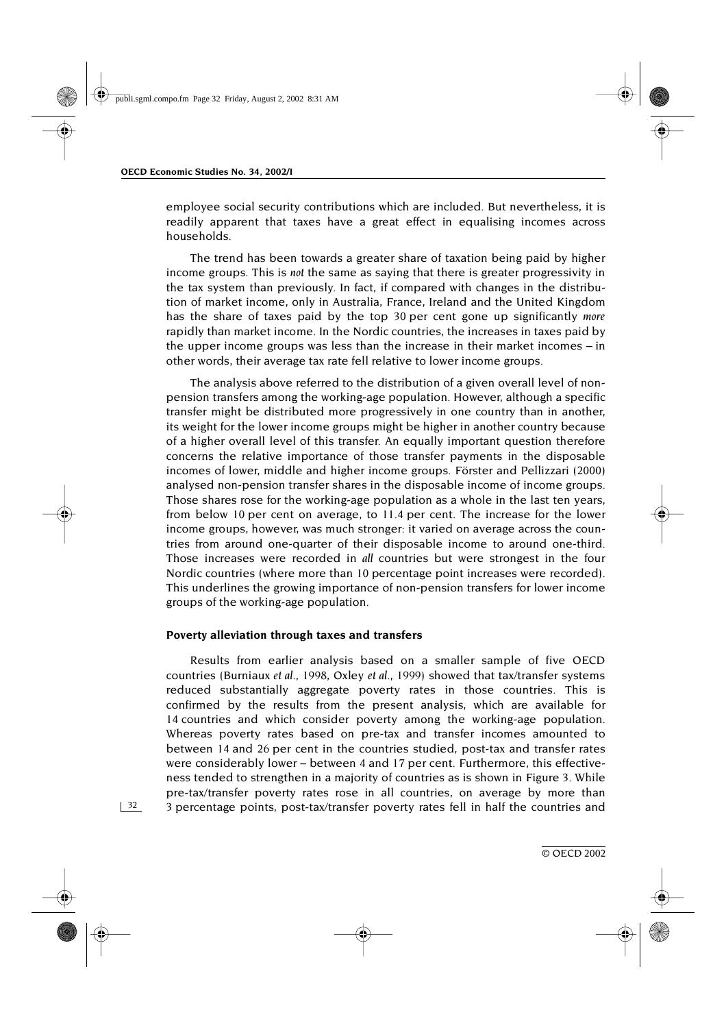employee social security contributions which are included. But nevertheless, it is readily apparent that taxes have a great effect in equalising incomes across households.

The trend has been towards a greater share of taxation being paid by higher income groups. This is *not* the same as saying that there is greater progressivity in the tax system than previously. In fact, if compared with changes in the distribution of market income, only in Australia, France, Ireland and the United Kingdom has the share of taxes paid by the top 30 per cent gone up significantly *more* rapidly than market income. In the Nordic countries, the increases in taxes paid by the upper income groups was less than the increase in their market incomes – in other words, their average tax rate fell relative to lower income groups.

The analysis above referred to the distribution of a given overall level of non-pension transfers among the working-age population. However, although a specific transfer might be distributed more progressively in one country than in another, its weight for the lower income groups might be higher in another country because of a higher overall level of this transfer. An equally important question therefore concerns the relative importance of those transfer payments in the disposable incomes of lower, middle and higher income groups. Förster and Pellizzari (2000) analysed non-pension transfer shares in the disposable income of income groups. Those shares rose for the working-age population as a whole in the last ten years, from below 10 per cent on average, to 11.4 per cent. The increase for the lower income groups, however, was much stronger: it varied on average across the countries from around one-quarter of their disposable income to around one-third. Those increases were recorded in *all* countries but were strongest in the four Nordic countries (where more than 10 percentage point increases were recorded). This underlines the growing importance of non-pension transfers for lower income groups of the working-age population.

**Poverty alleviation through taxes and transfers**

Results from earlier analysis based on a smaller sample of five OECD countries (Burniaux *et al*., 1998, Oxley *et al*., 1999) showed that tax/transfer systems reduced substantially aggregate poverty rates in those countries. This is confirmed by the results from the present analysis, which are available for 14 countries and which consider poverty among the working-age population. Whereas poverty rates based on pre-tax and transfer incomes amounted to between 14 and 26 per cent in the countries studied, post-tax and transfer rates were considerably lower – between 4 and 17 per cent. Furthermore, this effectiveness tended to strengthen in a majority of countries as is shown in Figure 3. While pre-tax/transfer poverty rates rose in all countries, on average by more than 3 percentage points, post-tax/transfer poverty rates fell in half the countries and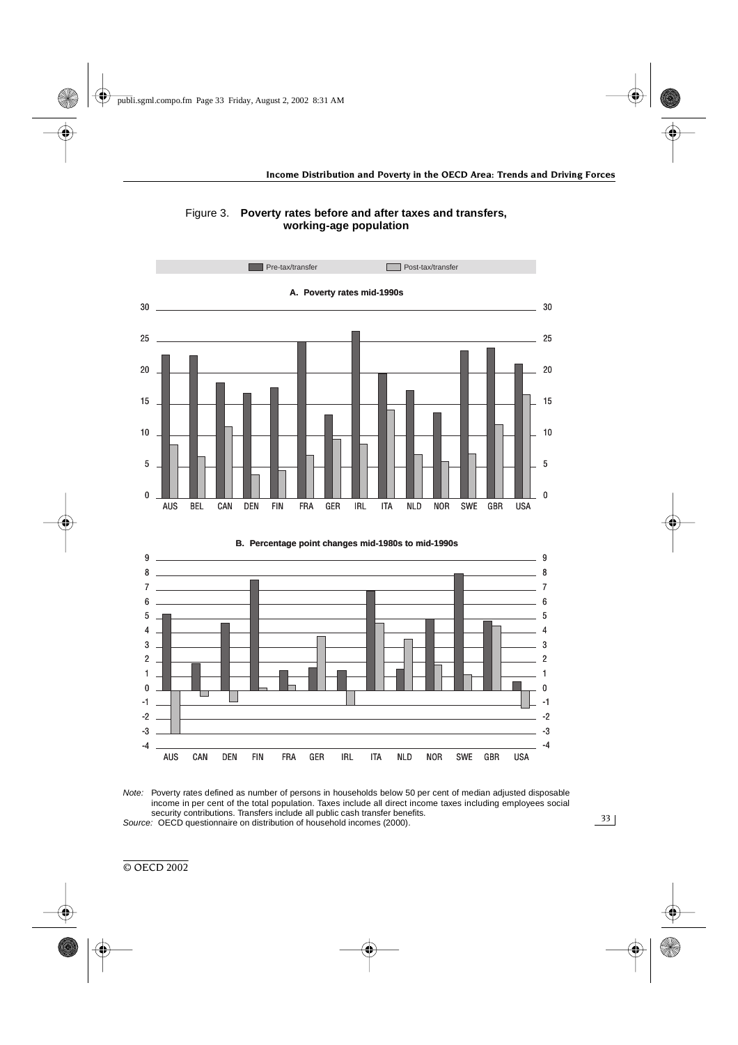Figure 3. **Poverty rates before and after taxes and transfers, working-age population**

Pre-tax/transfer | Post-tax/transfer

**A. Poverty rates mid-1990s**

**B. Percentage point changes mid-1980s to mid-1990s**

*Note:* Poverty rates defined as number of persons in households below 50 per cent of median adjusted disposable income in per cent of the total population. Taxes include all direct income taxes including employees social security contributions. Transfers include all public cash transfer benefits.

*Source:* OECD questionnaire on distribution of household incomes (2000).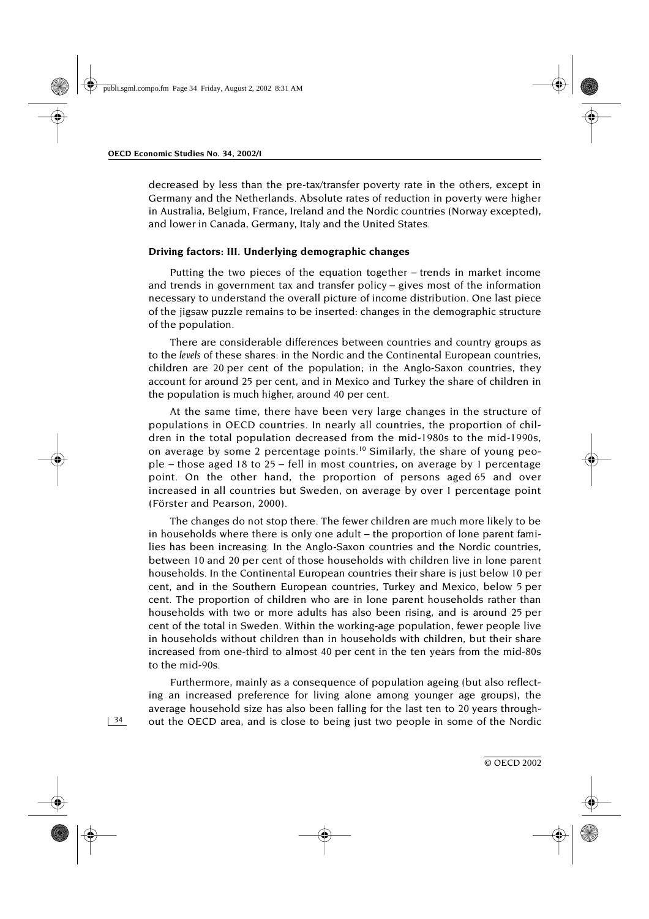decreased by less than the pre-tax/transfer poverty rate in the others, except in Germany and the Netherlands. Absolute rates of reduction in poverty were higher in Australia, Belgium, France, Ireland and the Nordic countries (Norway excepted), and lower in Canada, Germany, Italy and the United States.

### Driving factors: III. Underlying demographic changes

Putting the two pieces of the equation together – trends in market income and trends in government tax and transfer policy – gives most of the information necessary to understand the overall picture of income distribution. One last piece of the jigsaw puzzle remains to be inserted: changes in the demographic structure of the population.

There are considerable differences between countries and country groups as to the *levels* of these shares: in the Nordic and the Continental European countries, children are 20 per cent of the population; in the Anglo-Saxon countries, they account for around 25 per cent, and in Mexico and Turkey the share of children in the population is much higher, around 40 per cent.

At the same time, there have been very large changes in the structure of populations in OECD countries. In nearly all countries, the proportion of children in the total population decreased from the mid-1980s to the mid-1990s, on average by some 2 percentage points.[10] Similarly, the share of young people – those aged 18 to 25 – fell in most countries, on average by 1 percentage point. On the other hand, the proportion of persons aged 65 and over increased in all countries but Sweden, on average by over 1 percentage point (Förster and Pearson, 2000).

The changes do not stop there. The fewer children are much more likely to be in households where there is only one adult – the proportion of lone parent families has been increasing. In the Anglo-Saxon countries and the Nordic countries, between 10 and 20 per cent of those households with children live in lone parent households. In the Continental European countries their share is just below 10 per cent, and in the Southern European countries, Turkey and Mexico, below 5 per cent. The proportion of children who are in lone parent households rather than households with two or more adults has also been rising, and is around 25 per cent of the total in Sweden. Within the working-age population, fewer people live in households without children than in households with children, but their share increased from one-third to almost 40 per cent in the ten years from the mid-80s to the mid-90s.

Furthermore, mainly as a consequence of population ageing (but also reflecting an increased preference for living alone among younger age groups), the average household size has also been falling for the last ten to 20 years throughout the OECD area, and is close to being just two people in some of the Nordic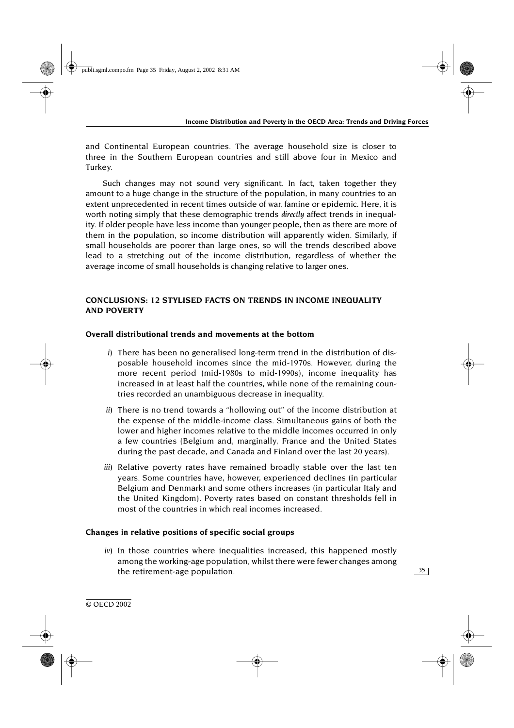and Continental European countries. The average household size is closer to three in the Southern European countries and still above four in Mexico and Turkey.

Such changes may not sound very significant. In fact, taken together they amount to a huge change in the structure of the population, in many countries to an extent unprecedented in recent times outside of war, famine or epidemic. Here, it is worth noting simply that these demographic trends *directly* affect trends in inequality. If older people have less income than younger people, then as there are more of them in the population, so income distribution will apparently widen. Similarly, if small households are poorer than large ones, so will the trends described above lead to a stretching out of the income distribution, regardless of whether the average income of small households is changing relative to larger ones.

## CONCLUSIONS: 12 STYLISED FACTS ON TRENDS IN INCOME INEQUALITY AND POVERTY

### Overall distributional trends and movements at the bottom

*i*) There has been no generalised long-term trend in the distribution of disposable household incomes since the mid-1970s. However, during the more recent period (mid-1980s to mid-1990s), income inequality has increased in at least half the countries, while none of the remaining countries recorded an unambiguous decrease in inequality.

*ii*) There is no trend towards a "hollowing out" of the income distribution at the expense of the middle-income class. Simultaneous gains of both the lower and higher incomes relative to the middle incomes occurred in only a few countries (Belgium and, marginally, France and the United States during the past decade, and Canada and Finland over the last 20 years).

*iii*) Relative poverty rates have remained broadly stable over the last ten years. Some countries have, however, experienced declines (in particular Belgium and Denmark) and some others increases (in particular Italy and the United Kingdom). Poverty rates based on constant thresholds fell in most of the countries in which real incomes increased.

### Changes in relative positions of specific social groups

*iv*) In those countries where inequalities increased, this happened mostly among the working-age population, whilst there were fewer changes among the retirement-age population.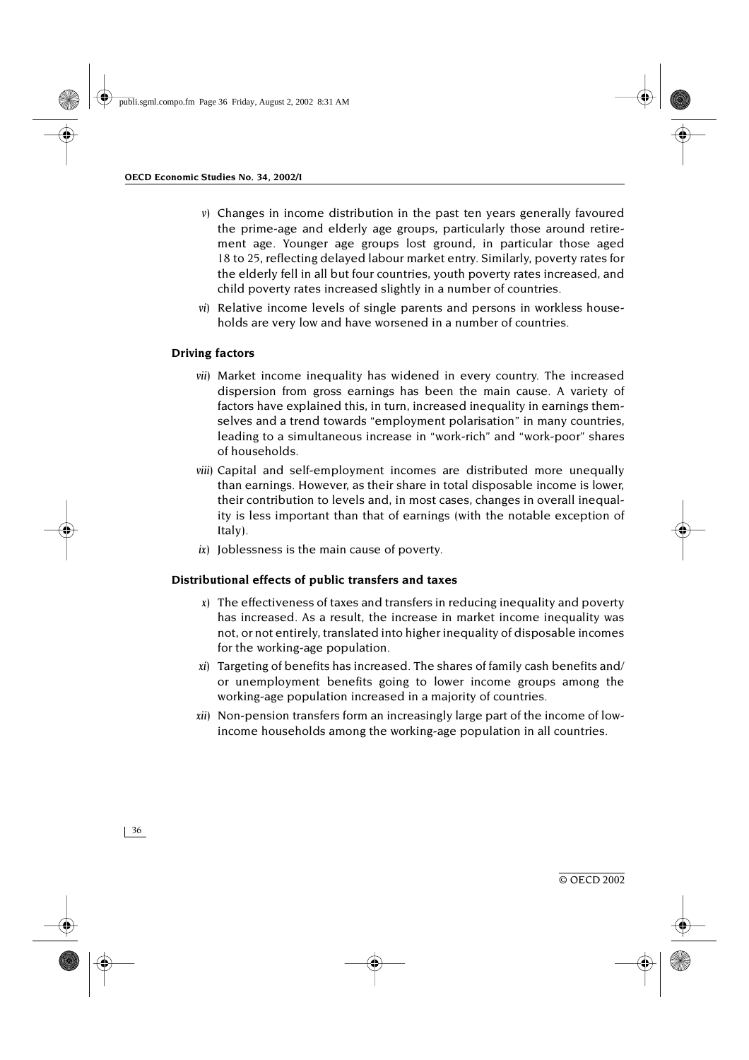*v*) Changes in income distribution in the past ten years generally favoured the prime-age and elderly age groups, particularly those around retirement age. Younger age groups lost ground, in particular those aged 18 to 25, reflecting delayed labour market entry. Similarly, poverty rates for the elderly fell in all but four countries, youth poverty rates increased, and child poverty rates increased slightly in a number of countries.

*vi*) Relative income levels of single parents and persons in workless households are very low and have worsened in a number of countries.

### Driving factors

*vii*) Market income inequality has widened in every country. The increased dispersion from gross earnings has been the main cause. A variety of factors have explained this, in turn, increased inequality in earnings themselves and a trend towards "employment polarisation" in many countries, leading to a simultaneous increase in "work-rich" and "work-poor" shares of households.

*viii*) Capital and self-employment incomes are distributed more unequally than earnings. However, as their share in total disposable income is lower, their contribution to levels and, in most cases, changes in overall inequality is less important than that of earnings (with the notable exception of Italy).

*ix*) Joblessness is the main cause of poverty.

### Distributional effects of public transfers and taxes

*x*) The effectiveness of taxes and transfers in reducing inequality and poverty has increased. As a result, the increase in market income inequality was not, or not entirely, translated into higher inequality of disposable incomes for the working-age population.

*xi*) Targeting of benefits has increased. The shares of family cash benefits and/or unemployment benefits going to lower income groups among the working-age population increased in a majority of countries.

*xii*) Non-pension transfers form an increasingly large part of the income of low-income households among the working-age population in all countries.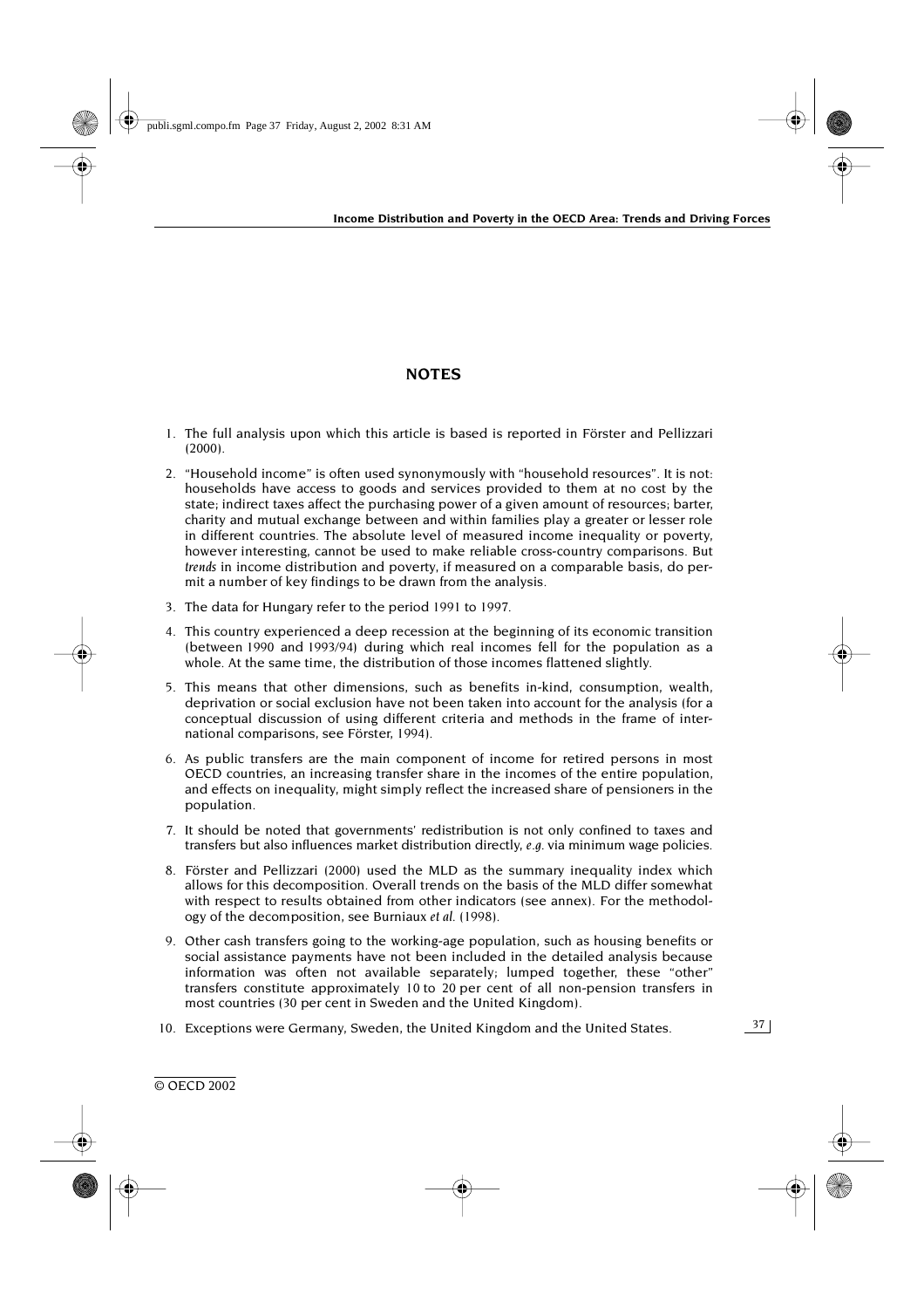## NOTES

1. The full analysis upon which this article is based is reported in Förster and Pellizzari (2000).
2. "Household income" is often used synonymously with "household resources". It is not: households have access to goods and services provided to them at no cost by the state; indirect taxes affect the purchasing power of a given amount of resources; barter, charity and mutual exchange between and within families play a greater or lesser role in different countries. The absolute level of measured income inequality or poverty, however interesting, cannot be used to make reliable cross-country comparisons. But *trends* in income distribution and poverty, if measured on a comparable basis, do permit a number of key findings to be drawn from the analysis.
3. The data for Hungary refer to the period 1991 to 1997.
4. This country experienced a deep recession at the beginning of its economic transition (between 1990 and 1993/94) during which real incomes fell for the population as a whole. At the same time, the distribution of those incomes flattened slightly.
5. This means that other dimensions, such as benefits in-kind, consumption, wealth, deprivation or social exclusion have not been taken into account for the analysis (for a conceptual discussion of using different criteria and methods in the frame of international comparisons, see Förster, 1994).
6. As public transfers are the main component of income for retired persons in most OECD countries, an increasing transfer share in the incomes of the entire population, and effects on inequality, might simply reflect the increased share of pensioners in the population.
7. It should be noted that governments' redistribution is not only confined to taxes and transfers but also influences market distribution directly, *e.g.* via minimum wage policies.
8. Förster and Pellizzari (2000) used the MLD as the summary inequality index which allows for this decomposition. Overall trends on the basis of the MLD differ somewhat with respect to results obtained from other indicators (see annex). For the methodology of the decomposition, see Burniaux *et al.* (1998).
9. Other cash transfers going to the working-age population, such as housing benefits or social assistance payments have not been included in the detailed analysis because information was often not available separately; lumped together, these "other" transfers constitute approximately 10 to 20 per cent of all non-pension transfers in most countries (30 per cent in Sweden and the United Kingdom).
10. Exceptions were Germany, Sweden, the United Kingdom and the United States.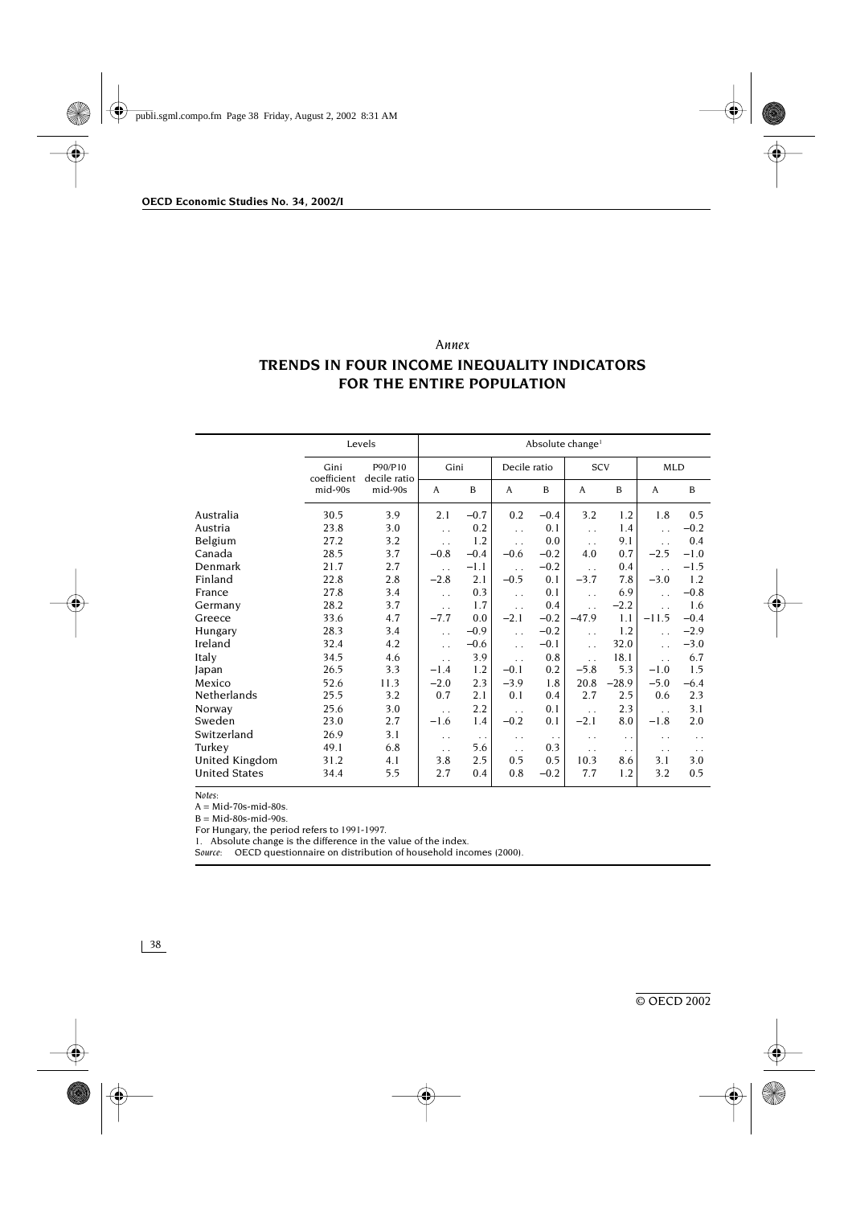# *Annex*

## TRENDS IN FOUR INCOME INEQUALITY INDICATORS FOR THE ENTIRE POPULATION

| | Levels | | Absolute change[1] | | | | | | | |
|---|---|---|---|---|---|---|---|---|---|---|
| | Gini coefficient mid-90s | P90/P10 decile ratio mid-90s | Gini | | Decile ratio | | SCV | | MLD | |
| | | | A | B | A | B | A | B | A | B |
| Australia | 30.5 | 3.9 | 2.1 | −0.7 | 0.2 | −0.4 | 3.2 | 1.2 | 1.8 | 0.5 |
| Austria | 23.8 | 3.0 | . . | 0.2 | . . | 0.1 | . . | 1.4 | . . | −0.2 |
| Belgium | 27.2 | 3.2 | . . | 1.2 | . . | 0.0 | . . | 9.1 | . . | 0.4 |
| Canada | 28.5 | 3.7 | −0.8 | −0.4 | −0.6 | −0.2 | 4.0 | 0.7 | −2.5 | −1.0 |
| Denmark | 21.7 | 2.7 | . . | −1.1 | . . | −0.2 | . . | 0.4 | . . | −1.5 |
| Finland | 22.8 | 2.8 | −2.8 | 2.1 | −0.5 | 0.1 | −3.7 | 7.8 | −3.0 | 1.2 |
| France | 27.8 | 3.4 | . . | 0.3 | . . | 0.1 | . . | 6.9 | . . | −0.8 |
| Germany | 28.2 | 3.7 | . . | 1.7 | . . | 0.4 | . . | −2.2 | . . | 1.6 |
| Greece | 33.6 | 4.7 | −7.7 | 0.0 | −2.1 | −0.2 | −47.9 | 1.1 | −11.5 | −0.4 |
| Hungary | 28.3 | 3.4 | . . | −0.9 | . . | −0.2 | . . | 1.2 | . . | −2.9 |
| Ireland | 32.4 | 4.2 | . . | −0.6 | . . | −0.1 | . . | 32.0 | . . | −3.0 |
| Italy | 34.5 | 4.6 | . . | 3.9 | . . | 0.8 | . . | 18.1 | . . | 6.7 |
| Japan | 26.5 | 3.3 | −1.4 | 1.2 | −0.1 | 0.2 | −5.8 | 5.3 | −1.0 | 1.5 |
| Mexico | 52.6 | 11.3 | −2.0 | 2.3 | −3.9 | 1.8 | 20.8 | −28.9 | −5.0 | −6.4 |
| Netherlands | 25.5 | 3.2 | 0.7 | 2.1 | 0.1 | 0.4 | 2.7 | 2.5 | 0.6 | 2.3 |
| Norway | 25.6 | 3.0 | . . | 2.2 | . . | 0.1 | . . | 2.3 | . . | 3.1 |
| Sweden | 23.0 | 2.7 | −1.6 | 1.4 | −0.2 | 0.1 | −2.1 | 8.0 | −1.8 | 2.0 |
| Switzerland | 26.9 | 3.1 | . . | . . | . . | . . | . . | . . | . . | . . |
| Turkey | 49.1 | 6.8 | . . | 5.6 | . . | 0.3 | . . | . . | . . | . . |
| United Kingdom | 31.2 | 4.1 | 3.8 | 2.5 | 0.5 | 0.5 | 10.3 | 8.6 | 3.1 | 3.0 |
| United States | 34.4 | 5.5 | 2.7 | 0.4 | 0.8 | −0.2 | 7.7 | 1.2 | 3.2 | 0.5 |

*Notes*:

A = Mid-70s-mid-80s.

B = Mid-80s-mid-90s.

For Hungary, the period refers to 1991-1997.

1. Absolute change is the difference in the value of the index.

*Source*: OECD questionnaire on distribution of household incomes (2000).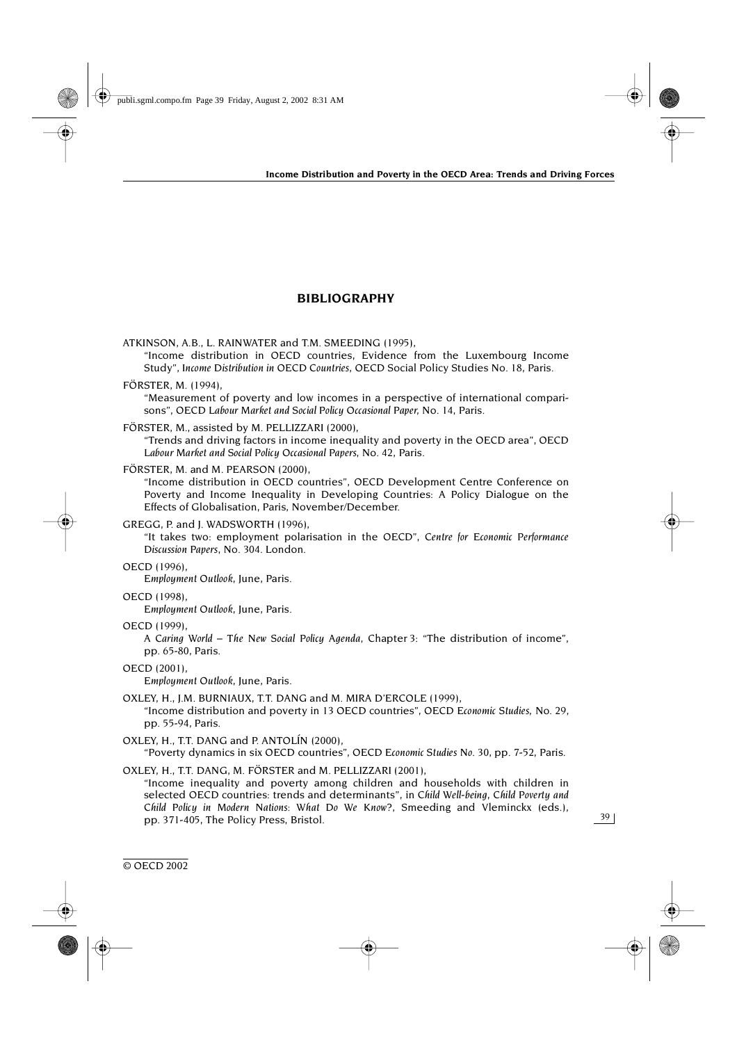## BIBLIOGRAPHY

ATKINSON, A.B., L. RAINWATER and T.M. SMEEDING (1995),
"Income distribution in OECD countries, Evidence from the Luxembourg Income Study", *Income Distribution in OECD Countries*, OECD Social Policy Studies No. 18, Paris.

FÖRSTER, M. (1994),
"Measurement of poverty and low incomes in a perspective of international comparisons", OECD *Labour Market and Social Policy Occasional Paper*, No. 14, Paris.

FÖRSTER, M., assisted by M. PELLIZZARI (2000),
"Trends and driving factors in income inequality and poverty in the OECD area", OECD *Labour Market and Social Policy Occasional Papers*, No. 42, Paris.

FÖRSTER, M. and M. PEARSON (2000),
"Income distribution in OECD countries", OECD Development Centre Conference on Poverty and Income Inequality in Developing Countries: A Policy Dialogue on the Effects of Globalisation, Paris, November/December.

GREGG, P. and J. WADSWORTH (1996),
"It takes two: employment polarisation in the OECD", *Centre for Economic Performance Discussion Papers*, No. 304. London.

OECD (1996),
*Employment Outlook*, June, Paris.

OECD (1998),
*Employment Outlook*, June, Paris.

OECD (1999),
*A Caring World – The New Social Policy Agenda*, Chapter 3: "The distribution of income", pp. 65-80, Paris.

OECD (2001),
*Employment Outlook*, June, Paris.

OXLEY, H., J.M. BURNIAUX, T.T. DANG and M. MIRA D'ERCOLE (1999),
"Income distribution and poverty in 13 OECD countries", OECD *Economic Studies*, No. 29, pp. 55-94, Paris.

OXLEY, H., T.T. DANG and P. ANTOLÍN (2000),
"Poverty dynamics in six OECD countries", OECD *Economic Studies No.* 30, pp. 7-52, Paris.

OXLEY, H., T.T. DANG, M. FÖRSTER and M. PELLIZZARI (2001),
"Income inequality and poverty among children and households with children in selected OECD countries: trends and determinants", in *Child Well-being, Child Poverty and Child Policy in Modern Nations: What Do We Know?*, Smeeding and Vleminckx (eds.), pp. 371-405, The Policy Press, Bristol.